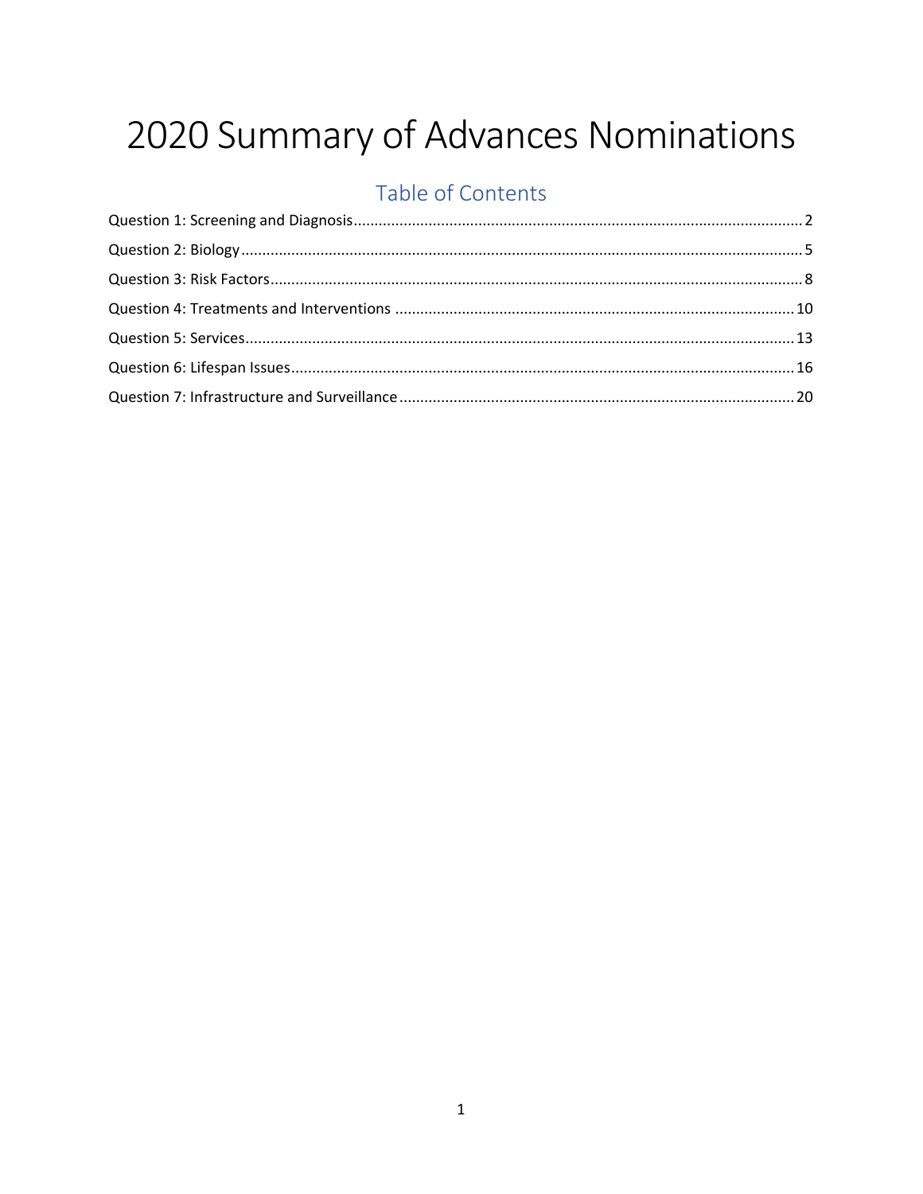# 2020 Summary of Advances Nominations

## Table of Contents

Question 1: Screening and Diagnosis ........................................................................................................... 2

Question 2: Biology ...................................................................................................................................... 5

Question 3: Risk Factors ............................................................................................................................... 8

Question 4: Treatments and Interventions ................................................................................................ 10

Question 5: Services ................................................................................................................................... 13

Question 6: Lifespan Issues ........................................................................................................................ 16

Question 7: Infrastructure and Surveillance ............................................................................................... 20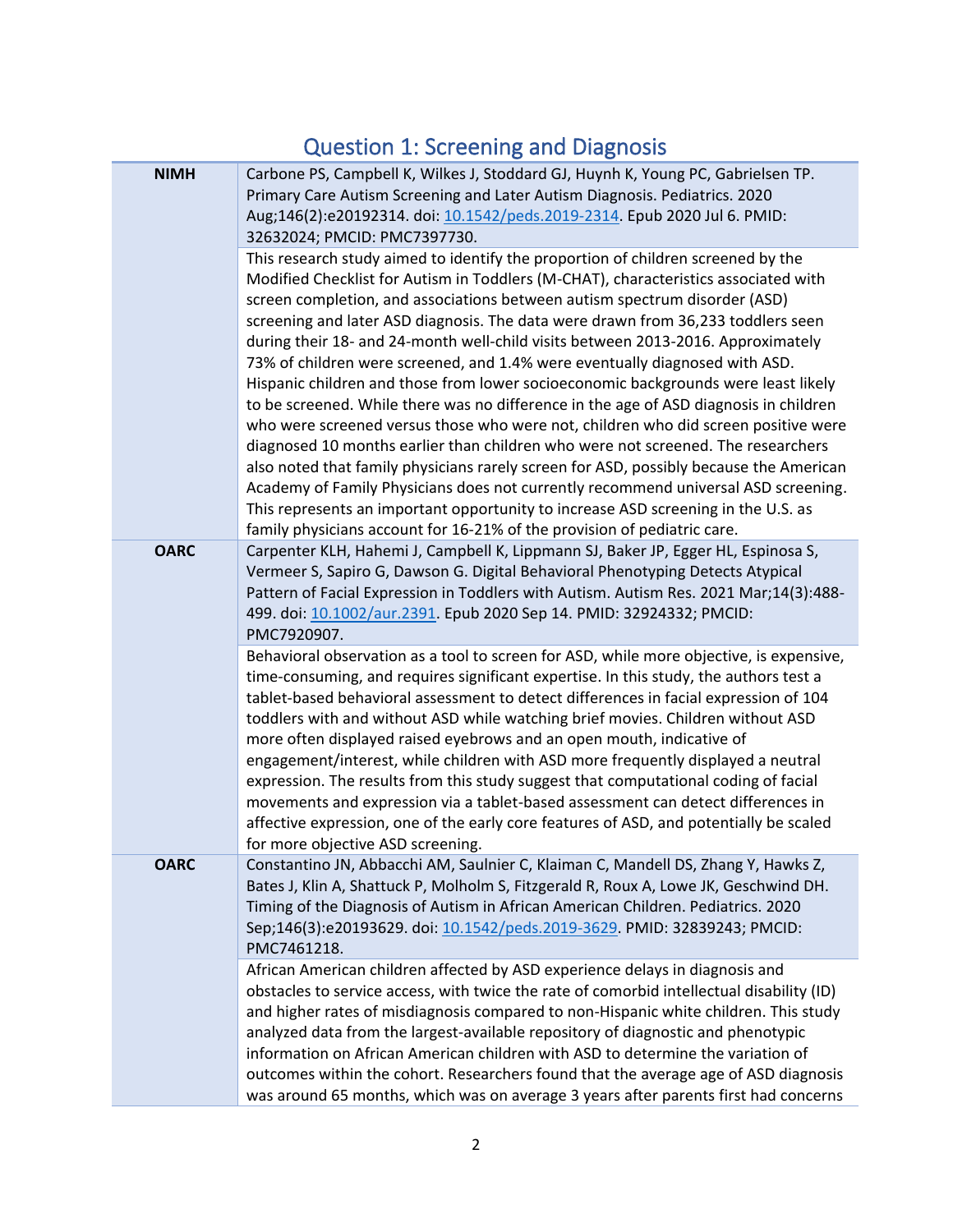# Question 1: Screening and Diagnosis

| | |
|---|---|
| **NIMH** | Carbone PS, Campbell K, Wilkes J, Stoddard GJ, Huynh K, Young PC, Gabrielsen TP. Primary Care Autism Screening and Later Autism Diagnosis. Pediatrics. 2020 Aug;146(2):e20192314. doi: [10.1542/peds.2019-2314](https://doi.org/10.1542/peds.2019-2314). Epub 2020 Jul 6. PMID: 32632024; PMCID: PMC7397730. |
| | This research study aimed to identify the proportion of children screened by the Modified Checklist for Autism in Toddlers (M-CHAT), characteristics associated with screen completion, and associations between autism spectrum disorder (ASD) screening and later ASD diagnosis. The data were drawn from 36,233 toddlers seen during their 18- and 24-month well-child visits between 2013-2016. Approximately 73% of children were screened, and 1.4% were eventually diagnosed with ASD. Hispanic children and those from lower socioeconomic backgrounds were least likely to be screened. While there was no difference in the age of ASD diagnosis in children who were screened versus those who were not, children who did screen positive were diagnosed 10 months earlier than children who were not screened. The researchers also noted that family physicians rarely screen for ASD, possibly because the American Academy of Family Physicians does not currently recommend universal ASD screening. This represents an important opportunity to increase ASD screening in the U.S. as family physicians account for 16-21% of the provision of pediatric care. |
| **OARC** | Carpenter KLH, Hahemi J, Campbell K, Lippmann SJ, Baker JP, Egger HL, Espinosa S, Vermeer S, Sapiro G, Dawson G. Digital Behavioral Phenotyping Detects Atypical Pattern of Facial Expression in Toddlers with Autism. Autism Res. 2021 Mar;14(3):488-499. doi: [10.1002/aur.2391](https://doi.org/10.1002/aur.2391). Epub 2020 Sep 14. PMID: 32924332; PMCID: PMC7920907. |
| | Behavioral observation as a tool to screen for ASD, while more objective, is expensive, time-consuming, and requires significant expertise. In this study, the authors test a tablet-based behavioral assessment to detect differences in facial expression of 104 toddlers with and without ASD while watching brief movies. Children without ASD more often displayed raised eyebrows and an open mouth, indicative of engagement/interest, while children with ASD more frequently displayed a neutral expression. The results from this study suggest that computational coding of facial movements and expression via a tablet-based assessment can detect differences in affective expression, one of the early core features of ASD, and potentially be scaled for more objective ASD screening. |
| **OARC** | Constantino JN, Abbacchi AM, Saulnier C, Klaiman C, Mandell DS, Zhang Y, Hawks Z, Bates J, Klin A, Shattuck P, Molholm S, Fitzgerald R, Roux A, Lowe JK, Geschwind DH. Timing of the Diagnosis of Autism in African American Children. Pediatrics. 2020 Sep;146(3):e20193629. doi: [10.1542/peds.2019-3629](https://doi.org/10.1542/peds.2019-3629). PMID: 32839243; PMCID: PMC7461218. |
| | African American children affected by ASD experience delays in diagnosis and obstacles to service access, with twice the rate of comorbid intellectual disability (ID) and higher rates of misdiagnosis compared to non-Hispanic white children. This study analyzed data from the largest-available repository of diagnostic and phenotypic information on African American children with ASD to determine the variation of outcomes within the cohort. Researchers found that the average age of ASD diagnosis was around 65 months, which was on average 3 years after parents first had concerns |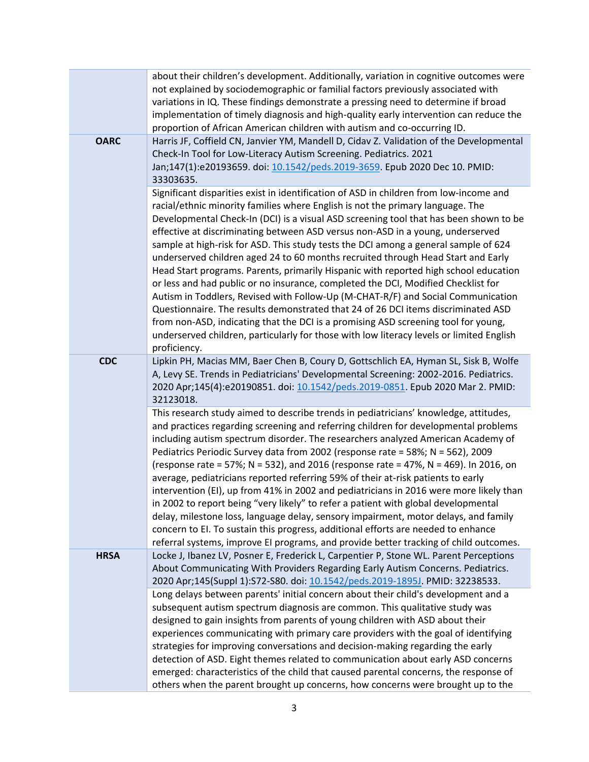| | |
|---|---|
| | about their children's development. Additionally, variation in cognitive outcomes were not explained by sociodemographic or familial factors previously associated with variations in IQ. These findings demonstrate a pressing need to determine if broad implementation of timely diagnosis and high-quality early intervention can reduce the proportion of African American children with autism and co-occurring ID. |
| **OARC** | Harris JF, Coffield CN, Janvier YM, Mandell D, Cidav Z. Validation of the Developmental Check-In Tool for Low-Literacy Autism Screening. Pediatrics. 2021 Jan;147(1):e20193659. doi: 10.1542/peds.2019-3659. Epub 2020 Dec 10. PMID: 33303635. |
| | Significant disparities exist in identification of ASD in children from low-income and racial/ethnic minority families where English is not the primary language. The Developmental Check-In (DCI) is a visual ASD screening tool that has been shown to be effective at discriminating between ASD versus non-ASD in a young, underserved sample at high-risk for ASD. This study tests the DCI among a general sample of 624 underserved children aged 24 to 60 months recruited through Head Start and Early Head Start programs. Parents, primarily Hispanic with reported high school education or less and had public or no insurance, completed the DCI, Modified Checklist for Autism in Toddlers, Revised with Follow-Up (M-CHAT-R/F) and Social Communication Questionnaire. The results demonstrated that 24 of 26 DCI items discriminated ASD from non-ASD, indicating that the DCI is a promising ASD screening tool for young, underserved children, particularly for those with low literacy levels or limited English proficiency. |
| **CDC** | Lipkin PH, Macias MM, Baer Chen B, Coury D, Gottschlich EA, Hyman SL, Sisk B, Wolfe A, Levy SE. Trends in Pediatricians' Developmental Screening: 2002-2016. Pediatrics. 2020 Apr;145(4):e20190851. doi: 10.1542/peds.2019-0851. Epub 2020 Mar 2. PMID: 32123018. |
| | This research study aimed to describe trends in pediatricians' knowledge, attitudes, and practices regarding screening and referring children for developmental problems including autism spectrum disorder. The researchers analyzed American Academy of Pediatrics Periodic Survey data from 2002 (response rate = 58%; N = 562), 2009 (response rate = 57%; N = 532), and 2016 (response rate = 47%, N = 469). In 2016, on average, pediatricians reported referring 59% of their at-risk patients to early intervention (EI), up from 41% in 2002 and pediatricians in 2016 were more likely than in 2002 to report being "very likely" to refer a patient with global developmental delay, milestone loss, language delay, sensory impairment, motor delays, and family concern to EI. To sustain this progress, additional efforts are needed to enhance referral systems, improve EI programs, and provide better tracking of child outcomes. |
| **HRSA** | Locke J, Ibanez LV, Posner E, Frederick L, Carpentier P, Stone WL. Parent Perceptions About Communicating With Providers Regarding Early Autism Concerns. Pediatrics. 2020 Apr;145(Suppl 1):S72-S80. doi: 10.1542/peds.2019-1895J. PMID: 32238533. |
| | Long delays between parents' initial concern about their child's development and a subsequent autism spectrum diagnosis are common. This qualitative study was designed to gain insights from parents of young children with ASD about their experiences communicating with primary care providers with the goal of identifying strategies for improving conversations and decision-making regarding the early detection of ASD. Eight themes related to communication about early ASD concerns emerged: characteristics of the child that caused parental concerns, the response of others when the parent brought up concerns, how concerns were brought up to the |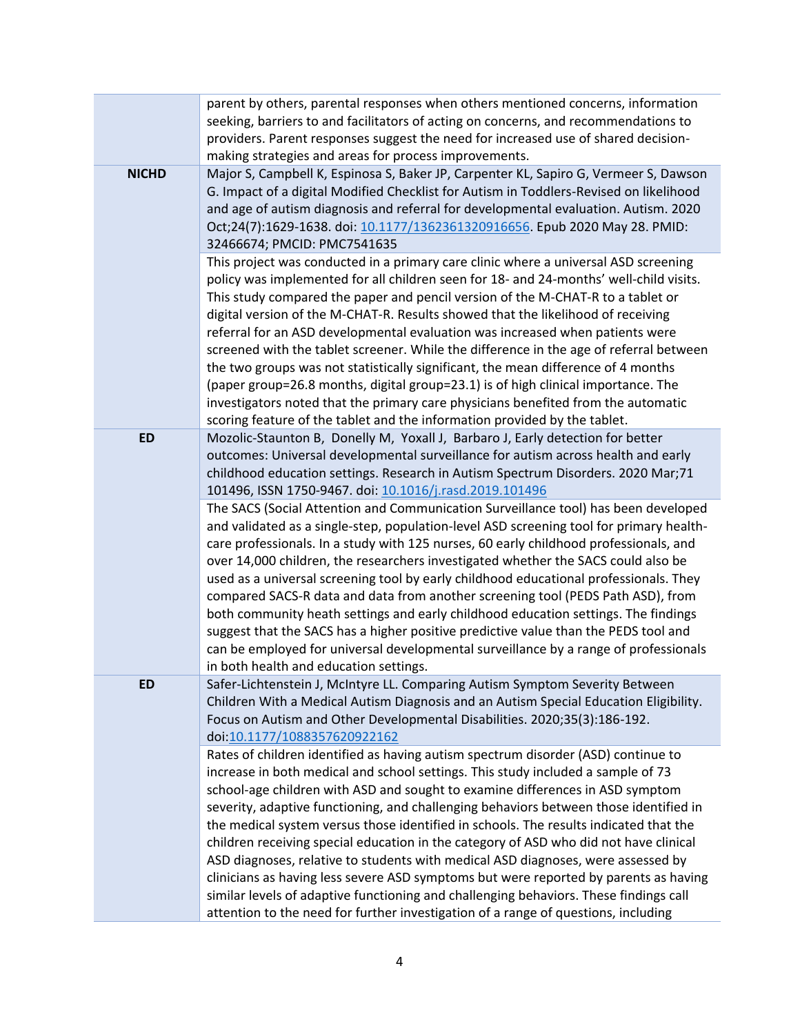| | |
|---|---|
| | parent by others, parental responses when others mentioned concerns, information seeking, barriers to and facilitators of acting on concerns, and recommendations to providers. Parent responses suggest the need for increased use of shared decision-making strategies and areas for process improvements. |
| **NICHD** | Major S, Campbell K, Espinosa S, Baker JP, Carpenter KL, Sapiro G, Vermeer S, Dawson G. Impact of a digital Modified Checklist for Autism in Toddlers-Revised on likelihood and age of autism diagnosis and referral for developmental evaluation. Autism. 2020 Oct;24(7):1629-1638. doi: 10.1177/1362361320916656. Epub 2020 May 28. PMID: 32466674; PMCID: PMC7541635 |
| | This project was conducted in a primary care clinic where a universal ASD screening policy was implemented for all children seen for 18- and 24-months' well-child visits. This study compared the paper and pencil version of the M-CHAT-R to a tablet or digital version of the M-CHAT-R. Results showed that the likelihood of receiving referral for an ASD developmental evaluation was increased when patients were screened with the tablet screener. While the difference in the age of referral between the two groups was not statistically significant, the mean difference of 4 months (paper group=26.8 months, digital group=23.1) is of high clinical importance. The investigators noted that the primary care physicians benefited from the automatic scoring feature of the tablet and the information provided by the tablet. |
| **ED** | Mozolic-Staunton B, Donelly M, Yoxall J, Barbaro J, Early detection for better outcomes: Universal developmental surveillance for autism across health and early childhood education settings. Research in Autism Spectrum Disorders. 2020 Mar;71 101496, ISSN 1750-9467. doi: 10.1016/j.rasd.2019.101496 |
| | The SACS (Social Attention and Communication Surveillance tool) has been developed and validated as a single-step, population-level ASD screening tool for primary health-care professionals. In a study with 125 nurses, 60 early childhood professionals, and over 14,000 children, the researchers investigated whether the SACS could also be used as a universal screening tool by early childhood educational professionals. They compared SACS-R data and data from another screening tool (PEDS Path ASD), from both community heath settings and early childhood education settings. The findings suggest that the SACS has a higher positive predictive value than the PEDS tool and can be employed for universal developmental surveillance by a range of professionals in both health and education settings. |
| **ED** | Safer-Lichtenstein J, McIntyre LL. Comparing Autism Symptom Severity Between Children With a Medical Autism Diagnosis and an Autism Special Education Eligibility. Focus on Autism and Other Developmental Disabilities. 2020;35(3):186-192. doi:10.1177/1088357620922162 |
| | Rates of children identified as having autism spectrum disorder (ASD) continue to increase in both medical and school settings. This study included a sample of 73 school-age children with ASD and sought to examine differences in ASD symptom severity, adaptive functioning, and challenging behaviors between those identified in the medical system versus those identified in schools. The results indicated that the children receiving special education in the category of ASD who did not have clinical ASD diagnoses, relative to students with medical ASD diagnoses, were assessed by clinicians as having less severe ASD symptoms but were reported by parents as having similar levels of adaptive functioning and challenging behaviors. These findings call attention to the need for further investigation of a range of questions, including |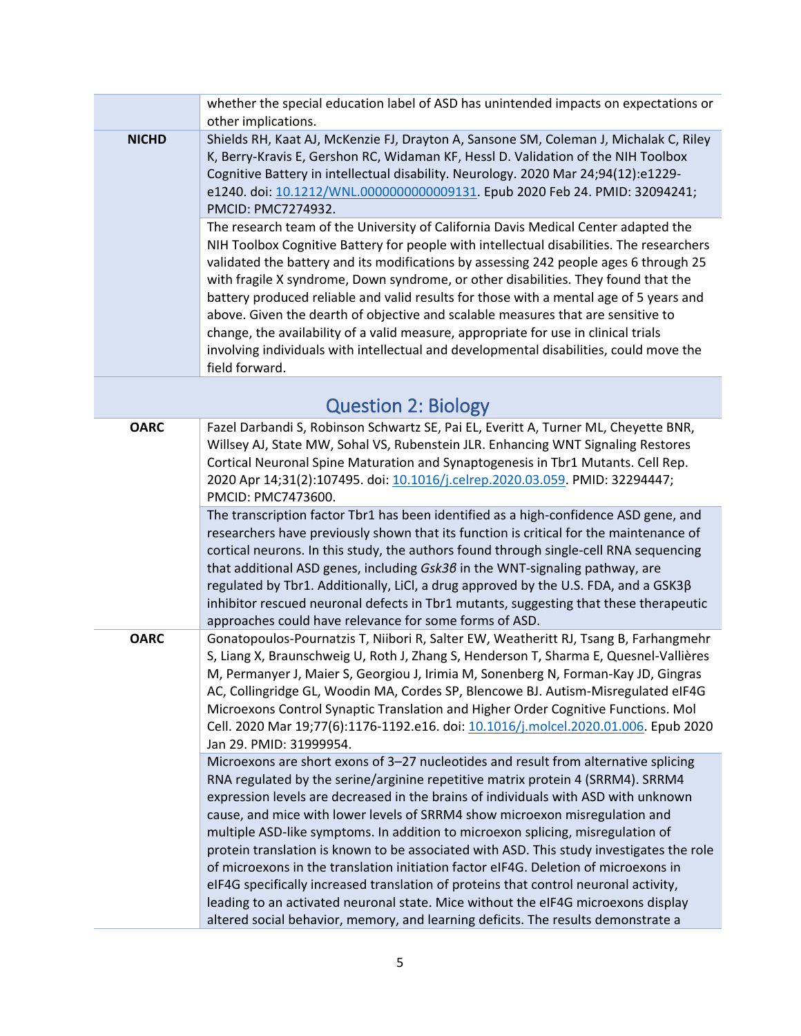| | |
|---|---|
| | whether the special education label of ASD has unintended impacts on expectations or other implications. |
| **NICHD** | Shields RH, Kaat AJ, McKenzie FJ, Drayton A, Sansone SM, Coleman J, Michalak C, Riley K, Berry-Kravis E, Gershon RC, Widaman KF, Hessl D. Validation of the NIH Toolbox Cognitive Battery in intellectual disability. Neurology. 2020 Mar 24;94(12):e1229-e1240. doi: [10.1212/WNL.0000000000009131](https://doi.org/10.1212/WNL.0000000000009131). Epub 2020 Feb 24. PMID: 32094241; PMCID: PMC7274932. |
| | The research team of the University of California Davis Medical Center adapted the NIH Toolbox Cognitive Battery for people with intellectual disabilities. The researchers validated the battery and its modifications by assessing 242 people ages 6 through 25 with fragile X syndrome, Down syndrome, or other disabilities. They found that the battery produced reliable and valid results for those with a mental age of 5 years and above. Given the dearth of objective and scalable measures that are sensitive to change, the availability of a valid measure, appropriate for use in clinical trials involving individuals with intellectual and developmental disabilities, could move the field forward. |

## Question 2: Biology

| | |
|---|---|
| **OARC** | Fazel Darbandi S, Robinson Schwartz SE, Pai EL, Everitt A, Turner ML, Cheyette BNR, Willsey AJ, State MW, Sohal VS, Rubenstein JLR. Enhancing WNT Signaling Restores Cortical Neuronal Spine Maturation and Synaptogenesis in Tbr1 Mutants. Cell Rep. 2020 Apr 14;31(2):107495. doi: [10.1016/j.celrep.2020.03.059](https://doi.org/10.1016/j.celrep.2020.03.059). PMID: 32294447; PMCID: PMC7473600. |
| | The transcription factor Tbr1 has been identified as a high-confidence ASD gene, and researchers have previously shown that its function is critical for the maintenance of cortical neurons. In this study, the authors found through single-cell RNA sequencing that additional ASD genes, including *Gsk3β* in the WNT-signaling pathway, are regulated by Tbr1. Additionally, LiCl, a drug approved by the U.S. FDA, and a GSK3β inhibitor rescued neuronal defects in Tbr1 mutants, suggesting that these therapeutic approaches could have relevance for some forms of ASD. |
| **OARC** | Gonatopoulos-Pournatzis T, Niibori R, Salter EW, Weatheritt RJ, Tsang B, Farhangmehr S, Liang X, Braunschweig U, Roth J, Zhang S, Henderson T, Sharma E, Quesnel-Vallières M, Permanyer J, Maier S, Georgiou J, Irimia M, Sonenberg N, Forman-Kay JD, Gingras AC, Collingridge GL, Woodin MA, Cordes SP, Blencowe BJ. Autism-Misregulated eIF4G Microexons Control Synaptic Translation and Higher Order Cognitive Functions. Mol Cell. 2020 Mar 19;77(6):1176-1192.e16. doi: [10.1016/j.molcel.2020.01.006](https://doi.org/10.1016/j.molcel.2020.01.006). Epub 2020 Jan 29. PMID: 31999954. |
| | Microexons are short exons of 3–27 nucleotides and result from alternative splicing RNA regulated by the serine/arginine repetitive matrix protein 4 (SRRM4). SRRM4 expression levels are decreased in the brains of individuals with ASD with unknown cause, and mice with lower levels of SRRM4 show microexon misregulation and multiple ASD-like symptoms. In addition to microexon splicing, misregulation of protein translation is known to be associated with ASD. This study investigates the role of microexons in the translation initiation factor eIF4G. Deletion of microexons in eIF4G specifically increased translation of proteins that control neuronal activity, leading to an activated neuronal state. Mice without the eIF4G microexons display altered social behavior, memory, and learning deficits. The results demonstrate a |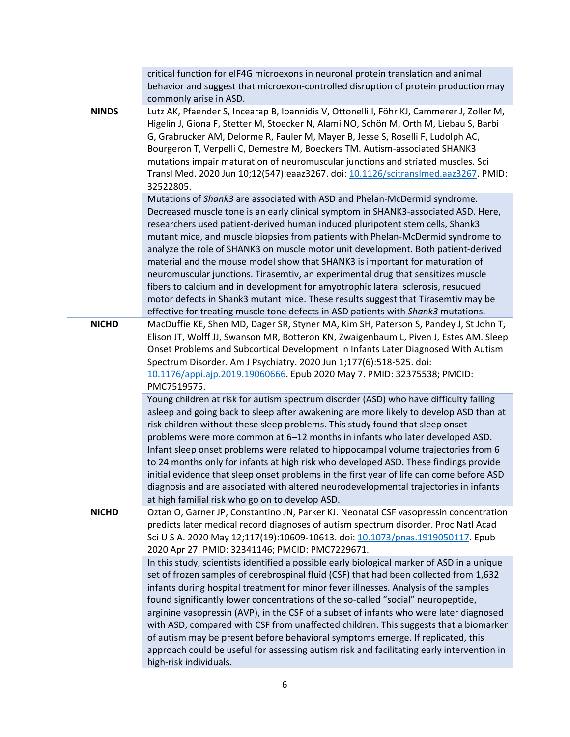| | |
|---|---|
| | critical function for eIF4G microexons in neuronal protein translation and animal behavior and suggest that microexon-controlled disruption of protein production may commonly arise in ASD. |
| **NINDS** | Lutz AK, Pfaender S, Incearap B, Ioannidis V, Ottonelli I, Föhr KJ, Cammerer J, Zoller M, Higelin J, Giona F, Stetter M, Stoecker N, Alami NO, Schön M, Orth M, Liebau S, Barbi G, Grabrucker AM, Delorme R, Fauler M, Mayer B, Jesse S, Roselli F, Ludolph AC, Bourgeron T, Verpelli C, Demestre M, Boeckers TM. Autism-associated SHANK3 mutations impair maturation of neuromuscular junctions and striated muscles. Sci Transl Med. 2020 Jun 10;12(547):eaaz3267. doi: [10.1126/scitranslmed.aaz3267](https://doi.org/10.1126/scitranslmed.aaz3267). PMID: 32522805. |
| | Mutations of *Shank3* are associated with ASD and Phelan-McDermid syndrome. Decreased muscle tone is an early clinical symptom in SHANK3-associated ASD. Here, researchers used patient-derived human induced pluripotent stem cells, Shank3 mutant mice, and muscle biopsies from patients with Phelan-McDermid syndrome to analyze the role of SHANK3 on muscle motor unit development. Both patient-derived material and the mouse model show that SHANK3 is important for maturation of neuromuscular junctions. Tirasemtiv, an experimental drug that sensitizes muscle fibers to calcium and in development for amyotrophic lateral sclerosis, resucued motor defects in Shank3 mutant mice. These results suggest that Tirasemtiv may be effective for treating muscle tone defects in ASD patients with *Shank3* mutations. |
| **NICHD** | MacDuffie KE, Shen MD, Dager SR, Styner MA, Kim SH, Paterson S, Pandey J, St John T, Elison JT, Wolff JJ, Swanson MR, Botteron KN, Zwaigenbaum L, Piven J, Estes AM. Sleep Onset Problems and Subcortical Development in Infants Later Diagnosed With Autism Spectrum Disorder. Am J Psychiatry. 2020 Jun 1;177(6):518-525. doi: [10.1176/appi.ajp.2019.19060666](https://doi.org/10.1176/appi.ajp.2019.19060666). Epub 2020 May 7. PMID: 32375538; PMCID: PMC7519575. |
| | Young children at risk for autism spectrum disorder (ASD) who have difficulty falling asleep and going back to sleep after awakening are more likely to develop ASD than at risk children without these sleep problems. This study found that sleep onset problems were more common at 6–12 months in infants who later developed ASD. Infant sleep onset problems were related to hippocampal volume trajectories from 6 to 24 months only for infants at high risk who developed ASD. These findings provide initial evidence that sleep onset problems in the first year of life can come before ASD diagnosis and are associated with altered neurodevelopmental trajectories in infants at high familial risk who go on to develop ASD. |
| **NICHD** | Oztan O, Garner JP, Constantino JN, Parker KJ. Neonatal CSF vasopressin concentration predicts later medical record diagnoses of autism spectrum disorder. Proc Natl Acad Sci U S A. 2020 May 12;117(19):10609-10613. doi: [10.1073/pnas.1919050117](https://doi.org/10.1073/pnas.1919050117). Epub 2020 Apr 27. PMID: 32341146; PMCID: PMC7229671. |
| | In this study, scientists identified a possible early biological marker of ASD in a unique set of frozen samples of cerebrospinal fluid (CSF) that had been collected from 1,632 infants during hospital treatment for minor fever illnesses. Analysis of the samples found significantly lower concentrations of the so-called "social" neuropeptide, arginine vasopressin (AVP), in the CSF of a subset of infants who were later diagnosed with ASD, compared with CSF from unaffected children. This suggests that a biomarker of autism may be present before behavioral symptoms emerge. If replicated, this approach could be useful for assessing autism risk and facilitating early intervention in high-risk individuals. |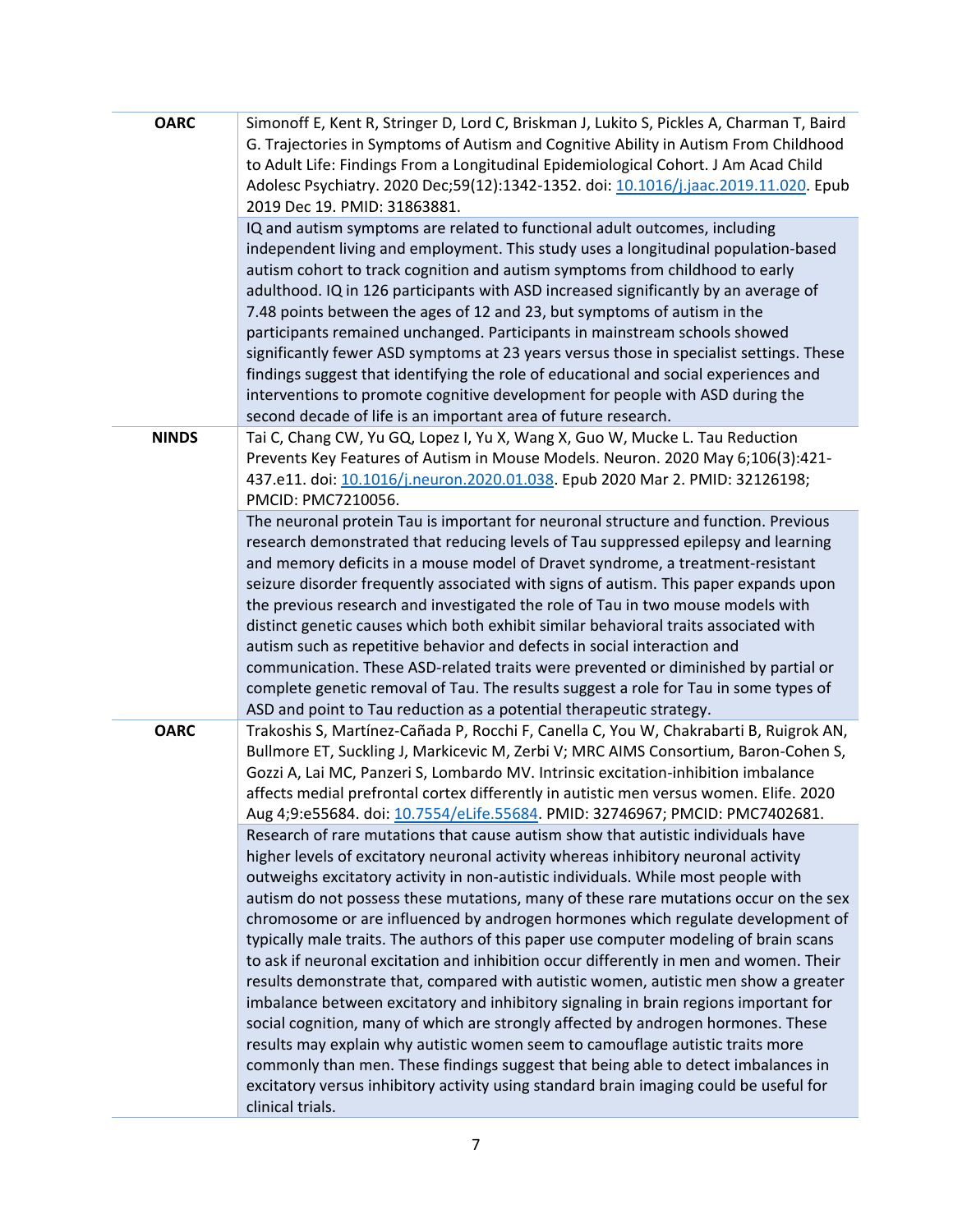| | |
|---|---|
| **OARC** | Simonoff E, Kent R, Stringer D, Lord C, Briskman J, Lukito S, Pickles A, Charman T, Baird G. Trajectories in Symptoms of Autism and Cognitive Ability in Autism From Childhood to Adult Life: Findings From a Longitudinal Epidemiological Cohort. J Am Acad Child Adolesc Psychiatry. 2020 Dec;59(12):1342-1352. doi: [10.1016/j.jaac.2019.11.020](https://doi.org/10.1016/j.jaac.2019.11.020). Epub 2019 Dec 19. PMID: 31863881. |
| | IQ and autism symptoms are related to functional adult outcomes, including independent living and employment. This study uses a longitudinal population-based autism cohort to track cognition and autism symptoms from childhood to early adulthood. IQ in 126 participants with ASD increased significantly by an average of 7.48 points between the ages of 12 and 23, but symptoms of autism in the participants remained unchanged. Participants in mainstream schools showed significantly fewer ASD symptoms at 23 years versus those in specialist settings. These findings suggest that identifying the role of educational and social experiences and interventions to promote cognitive development for people with ASD during the second decade of life is an important area of future research. |
| **NINDS** | Tai C, Chang CW, Yu GQ, Lopez I, Yu X, Wang X, Guo W, Mucke L. Tau Reduction Prevents Key Features of Autism in Mouse Models. Neuron. 2020 May 6;106(3):421-437.e11. doi: [10.1016/j.neuron.2020.01.038](https://doi.org/10.1016/j.neuron.2020.01.038). Epub 2020 Mar 2. PMID: 32126198; PMCID: PMC7210056. |
| | The neuronal protein Tau is important for neuronal structure and function. Previous research demonstrated that reducing levels of Tau suppressed epilepsy and learning and memory deficits in a mouse model of Dravet syndrome, a treatment-resistant seizure disorder frequently associated with signs of autism. This paper expands upon the previous research and investigated the role of Tau in two mouse models with distinct genetic causes which both exhibit similar behavioral traits associated with autism such as repetitive behavior and defects in social interaction and communication. These ASD-related traits were prevented or diminished by partial or complete genetic removal of Tau. The results suggest a role for Tau in some types of ASD and point to Tau reduction as a potential therapeutic strategy. |
| **OARC** | Trakoshis S, Martínez-Cañada P, Rocchi F, Canella C, You W, Chakrabarti B, Ruigrok AN, Bullmore ET, Suckling J, Markicevic M, Zerbi V; MRC AIMS Consortium, Baron-Cohen S, Gozzi A, Lai MC, Panzeri S, Lombardo MV. Intrinsic excitation-inhibition imbalance affects medial prefrontal cortex differently in autistic men versus women. Elife. 2020 Aug 4;9:e55684. doi: [10.7554/eLife.55684](https://doi.org/10.7554/eLife.55684). PMID: 32746967; PMCID: PMC7402681. |
| | Research of rare mutations that cause autism show that autistic individuals have higher levels of excitatory neuronal activity whereas inhibitory neuronal activity outweighs excitatory activity in non-autistic individuals. While most people with autism do not possess these mutations, many of these rare mutations occur on the sex chromosome or are influenced by androgen hormones which regulate development of typically male traits. The authors of this paper use computer modeling of brain scans to ask if neuronal excitation and inhibition occur differently in men and women. Their results demonstrate that, compared with autistic women, autistic men show a greater imbalance between excitatory and inhibitory signaling in brain regions important for social cognition, many of which are strongly affected by androgen hormones. These results may explain why autistic women seem to camouflage autistic traits more commonly than men. These findings suggest that being able to detect imbalances in excitatory versus inhibitory activity using standard brain imaging could be useful for clinical trials. |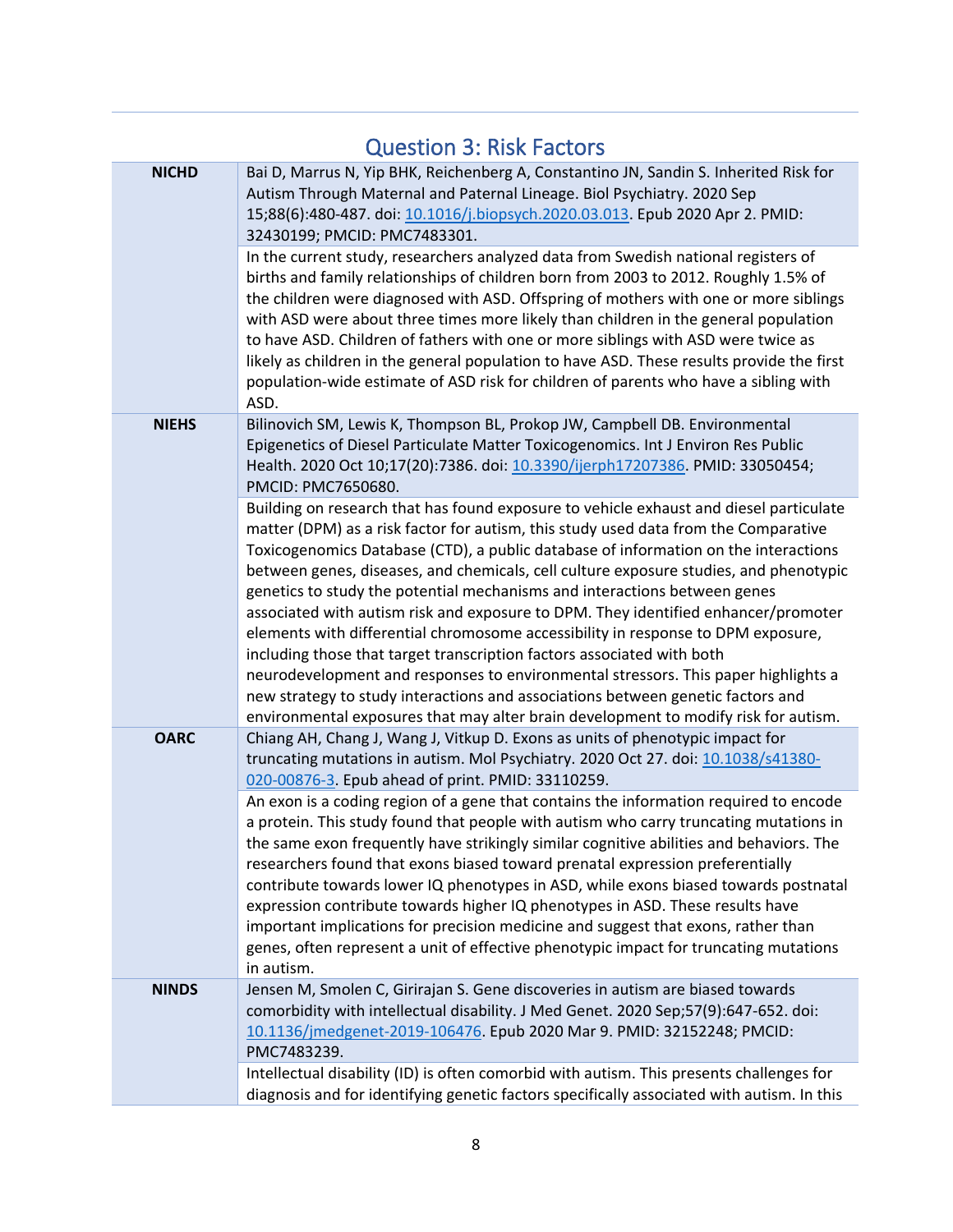## Question 3: Risk Factors

| | |
|---|---|
| **NICHD** | Bai D, Marrus N, Yip BHK, Reichenberg A, Constantino JN, Sandin S. Inherited Risk for Autism Through Maternal and Paternal Lineage. Biol Psychiatry. 2020 Sep 15;88(6):480-487. doi: [10.1016/j.biopsych.2020.03.013](https://doi.org/10.1016/j.biopsych.2020.03.013). Epub 2020 Apr 2. PMID: 32430199; PMCID: PMC7483301. |
| | In the current study, researchers analyzed data from Swedish national registers of births and family relationships of children born from 2003 to 2012. Roughly 1.5% of the children were diagnosed with ASD. Offspring of mothers with one or more siblings with ASD were about three times more likely than children in the general population to have ASD. Children of fathers with one or more siblings with ASD were twice as likely as children in the general population to have ASD. These results provide the first population-wide estimate of ASD risk for children of parents who have a sibling with ASD. |
| **NIEHS** | Bilinovich SM, Lewis K, Thompson BL, Prokop JW, Campbell DB. Environmental Epigenetics of Diesel Particulate Matter Toxicogenomics. Int J Environ Res Public Health. 2020 Oct 10;17(20):7386. doi: [10.3390/ijerph17207386](https://doi.org/10.3390/ijerph17207386). PMID: 33050454; PMCID: PMC7650680. |
| | Building on research that has found exposure to vehicle exhaust and diesel particulate matter (DPM) as a risk factor for autism, this study used data from the Comparative Toxicogenomics Database (CTD), a public database of information on the interactions between genes, diseases, and chemicals, cell culture exposure studies, and phenotypic genetics to study the potential mechanisms and interactions between genes associated with autism risk and exposure to DPM. They identified enhancer/promoter elements with differential chromosome accessibility in response to DPM exposure, including those that target transcription factors associated with both neurodevelopment and responses to environmental stressors. This paper highlights a new strategy to study interactions and associations between genetic factors and environmental exposures that may alter brain development to modify risk for autism. |
| **OARC** | Chiang AH, Chang J, Wang J, Vitkup D. Exons as units of phenotypic impact for truncating mutations in autism. Mol Psychiatry. 2020 Oct 27. doi: [10.1038/s41380-020-00876-3](https://doi.org/10.1038/s41380-020-00876-3). Epub ahead of print. PMID: 33110259. |
| | An exon is a coding region of a gene that contains the information required to encode a protein. This study found that people with autism who carry truncating mutations in the same exon frequently have strikingly similar cognitive abilities and behaviors. The researchers found that exons biased toward prenatal expression preferentially contribute towards lower IQ phenotypes in ASD, while exons biased towards postnatal expression contribute towards higher IQ phenotypes in ASD. These results have important implications for precision medicine and suggest that exons, rather than genes, often represent a unit of effective phenotypic impact for truncating mutations in autism. |
| **NINDS** | Jensen M, Smolen C, Girirajan S. Gene discoveries in autism are biased towards comorbidity with intellectual disability. J Med Genet. 2020 Sep;57(9):647-652. doi: [10.1136/jmedgenet-2019-106476](https://doi.org/10.1136/jmedgenet-2019-106476). Epub 2020 Mar 9. PMID: 32152248; PMCID: PMC7483239. |
| | Intellectual disability (ID) is often comorbid with autism. This presents challenges for diagnosis and for identifying genetic factors specifically associated with autism. In this |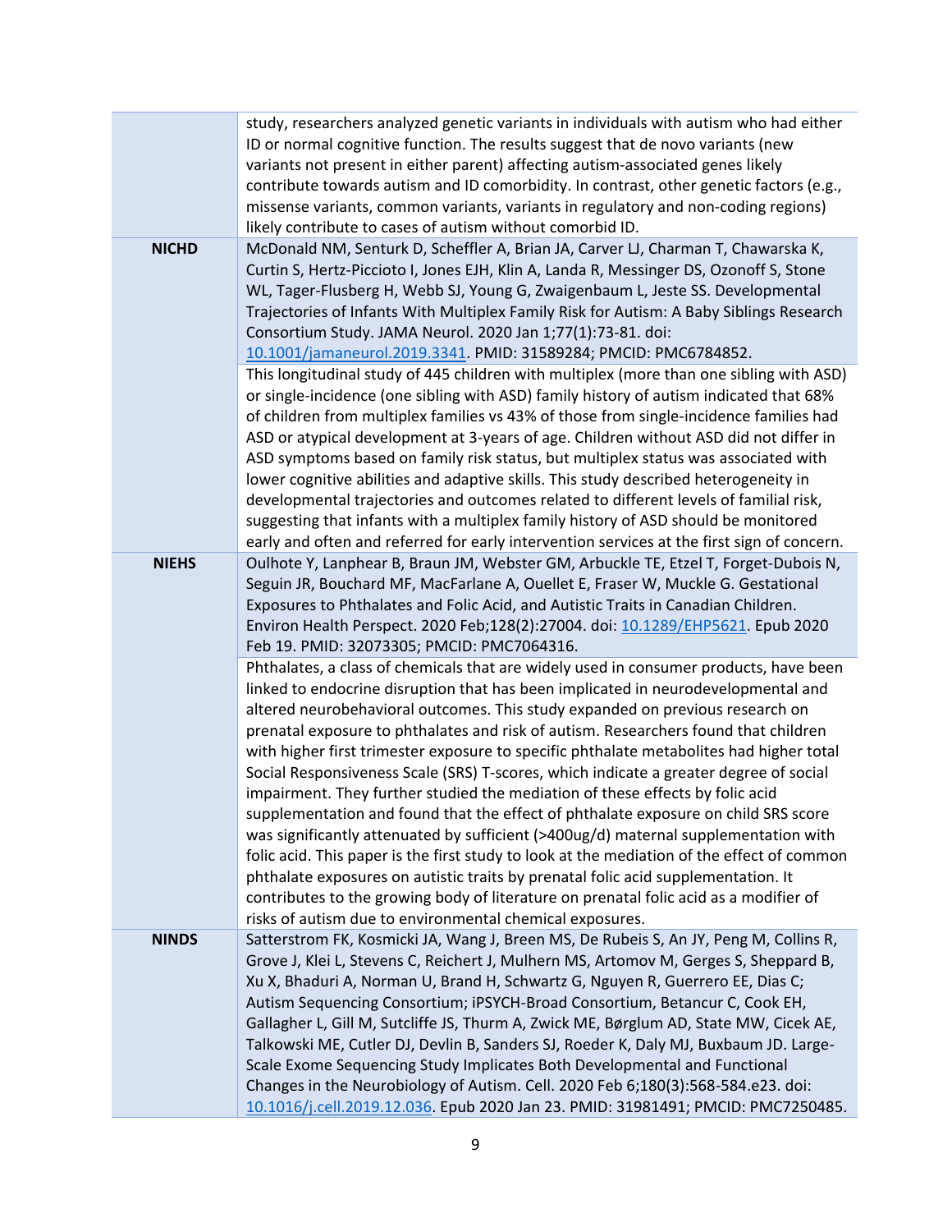| | |
|---|---|
| | study, researchers analyzed genetic variants in individuals with autism who had either ID or normal cognitive function. The results suggest that de novo variants (new variants not present in either parent) affecting autism-associated genes likely contribute towards autism and ID comorbidity. In contrast, other genetic factors (e.g., missense variants, common variants, variants in regulatory and non-coding regions) likely contribute to cases of autism without comorbid ID. |
| **NICHD** | McDonald NM, Senturk D, Scheffler A, Brian JA, Carver LJ, Charman T, Chawarska K, Curtin S, Hertz-Picciotto I, Jones EJH, Klin A, Landa R, Messinger DS, Ozonoff S, Stone WL, Tager-Flusberg H, Webb SJ, Young G, Zwaigenbaum L, Jeste SS. Developmental Trajectories of Infants With Multiplex Family Risk for Autism: A Baby Siblings Research Consortium Study. JAMA Neurol. 2020 Jan 1;77(1):73-81. doi: 10.1001/jamaneurol.2019.3341. PMID: 31589284; PMCID: PMC6784852. |
| | This longitudinal study of 445 children with multiplex (more than one sibling with ASD) or single-incidence (one sibling with ASD) family history of autism indicated that 68% of children from multiplex families vs 43% of those from single-incidence families had ASD or atypical development at 3-years of age. Children without ASD did not differ in ASD symptoms based on family risk status, but multiplex status was associated with lower cognitive abilities and adaptive skills. This study described heterogeneity in developmental trajectories and outcomes related to different levels of familial risk, suggesting that infants with a multiplex family history of ASD should be monitored early and often and referred for early intervention services at the first sign of concern. |
| **NIEHS** | Oulhote Y, Lanphear B, Braun JM, Webster GM, Arbuckle TE, Etzel T, Forget-Dubois N, Seguin JR, Bouchard MF, MacFarlane A, Ouellet E, Fraser W, Muckle G. Gestational Exposures to Phthalates and Folic Acid, and Autistic Traits in Canadian Children. Environ Health Perspect. 2020 Feb;128(2):27004. doi: 10.1289/EHP5621. Epub 2020 Feb 19. PMID: 32073305; PMCID: PMC7064316. |
| | Phthalates, a class of chemicals that are widely used in consumer products, have been linked to endocrine disruption that has been implicated in neurodevelopmental and altered neurobehavioral outcomes. This study expanded on previous research on prenatal exposure to phthalates and risk of autism. Researchers found that children with higher first trimester exposure to specific phthalate metabolites had higher total Social Responsiveness Scale (SRS) T-scores, which indicate a greater degree of social impairment. They further studied the mediation of these effects by folic acid supplementation and found that the effect of phthalate exposure on child SRS score was significantly attenuated by sufficient (>400ug/d) maternal supplementation with folic acid. This paper is the first study to look at the mediation of the effect of common phthalate exposures on autistic traits by prenatal folic acid supplementation. It contributes to the growing body of literature on prenatal folic acid as a modifier of risks of autism due to environmental chemical exposures. |
| **NINDS** | Satterstrom FK, Kosmicki JA, Wang J, Breen MS, De Rubeis S, An JY, Peng M, Collins R, Grove J, Klei L, Stevens C, Reichert J, Mulhern MS, Artomov M, Gerges S, Sheppard B, Xu X, Bhaduri A, Norman U, Brand H, Schwartz G, Nguyen R, Guerrero EE, Dias C; Autism Sequencing Consortium; iPSYCH-Broad Consortium, Betancur C, Cook EH, Gallagher L, Gill M, Sutcliffe JS, Thurm A, Zwick ME, Børglum AD, State MW, Cicek AE, Talkowski ME, Cutler DJ, Devlin B, Sanders SJ, Roeder K, Daly MJ, Buxbaum JD. Large-Scale Exome Sequencing Study Implicates Both Developmental and Functional Changes in the Neurobiology of Autism. Cell. 2020 Feb 6;180(3):568-584.e23. doi: 10.1016/j.cell.2019.12.036. Epub 2020 Jan 23. PMID: 31981491; PMCID: PMC7250485. |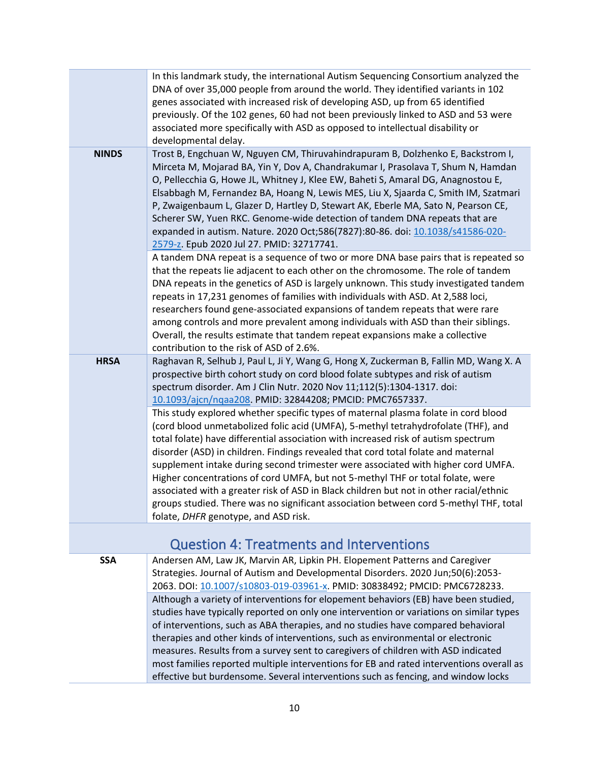| | |
|---|---|
| | In this landmark study, the international Autism Sequencing Consortium analyzed the DNA of over 35,000 people from around the world. They identified variants in 102 genes associated with increased risk of developing ASD, up from 65 identified previously. Of the 102 genes, 60 had not been previously linked to ASD and 53 were associated more specifically with ASD as opposed to intellectual disability or developmental delay. |
| **NINDS** | Trost B, Engchuan W, Nguyen CM, Thiruvahindrapuram B, Dolzhenko E, Backstrom I, Mirceta M, Mojarad BA, Yin Y, Dov A, Chandrakumar I, Prasolava T, Shum N, Hamdan O, Pellecchia G, Howe JL, Whitney J, Klee EW, Baheti S, Amaral DG, Anagnostou E, Elsabbagh M, Fernandez BA, Hoang N, Lewis MES, Liu X, Sjaarda C, Smith IM, Szatmari P, Zwaigenbaum L, Glazer D, Hartley D, Stewart AK, Eberle MA, Sato N, Pearson CE, Scherer SW, Yuen RKC. Genome-wide detection of tandem DNA repeats that are expanded in autism. Nature. 2020 Oct;586(7827):80-86. doi: 10.1038/s41586-020-2579-z. Epub 2020 Jul 27. PMID: 32717741. |
| | A tandem DNA repeat is a sequence of two or more DNA base pairs that is repeated so that the repeats lie adjacent to each other on the chromosome. The role of tandem DNA repeats in the genetics of ASD is largely unknown. This study investigated tandem repeats in 17,231 genomes of families with individuals with ASD. At 2,588 loci, researchers found gene-associated expansions of tandem repeats that were rare among controls and more prevalent among individuals with ASD than their siblings. Overall, the results estimate that tandem repeat expansions make a collective contribution to the risk of ASD of 2.6%. |
| **HRSA** | Raghavan R, Selhub J, Paul L, Ji Y, Wang G, Hong X, Zuckerman B, Fallin MD, Wang X. A prospective birth cohort study on cord blood folate subtypes and risk of autism spectrum disorder. Am J Clin Nutr. 2020 Nov 11;112(5):1304-1317. doi: 10.1093/ajcn/nqaa208. PMID: 32844208; PMCID: PMC7657337. |
| | This study explored whether specific types of maternal plasma folate in cord blood (cord blood unmetabolized folic acid (UMFA), 5-methyl tetrahydrofolate (THF), and total folate) have differential association with increased risk of autism spectrum disorder (ASD) in children. Findings revealed that cord total folate and maternal supplement intake during second trimester were associated with higher cord UMFA. Higher concentrations of cord UMFA, but not 5-methyl THF or total folate, were associated with a greater risk of ASD in Black children but not in other racial/ethnic groups studied. There was no significant association between cord 5-methyl THF, total folate, *DHFR* genotype, and ASD risk. |

## Question 4: Treatments and Interventions

| | |
|---|---|
| **SSA** | Andersen AM, Law JK, Marvin AR, Lipkin PH. Elopement Patterns and Caregiver Strategies. Journal of Autism and Developmental Disorders. 2020 Jun;50(6):2053-2063. DOI: 10.1007/s10803-019-03961-x. PMID: 30838492; PMCID: PMC6728233. |
| | Although a variety of interventions for elopement behaviors (EB) have been studied, studies have typically reported on only one intervention or variations on similar types of interventions, such as ABA therapies, and no studies have compared behavioral therapies and other kinds of interventions, such as environmental or electronic measures. Results from a survey sent to caregivers of children with ASD indicated most families reported multiple interventions for EB and rated interventions overall as effective but burdensome. Several interventions such as fencing, and window locks |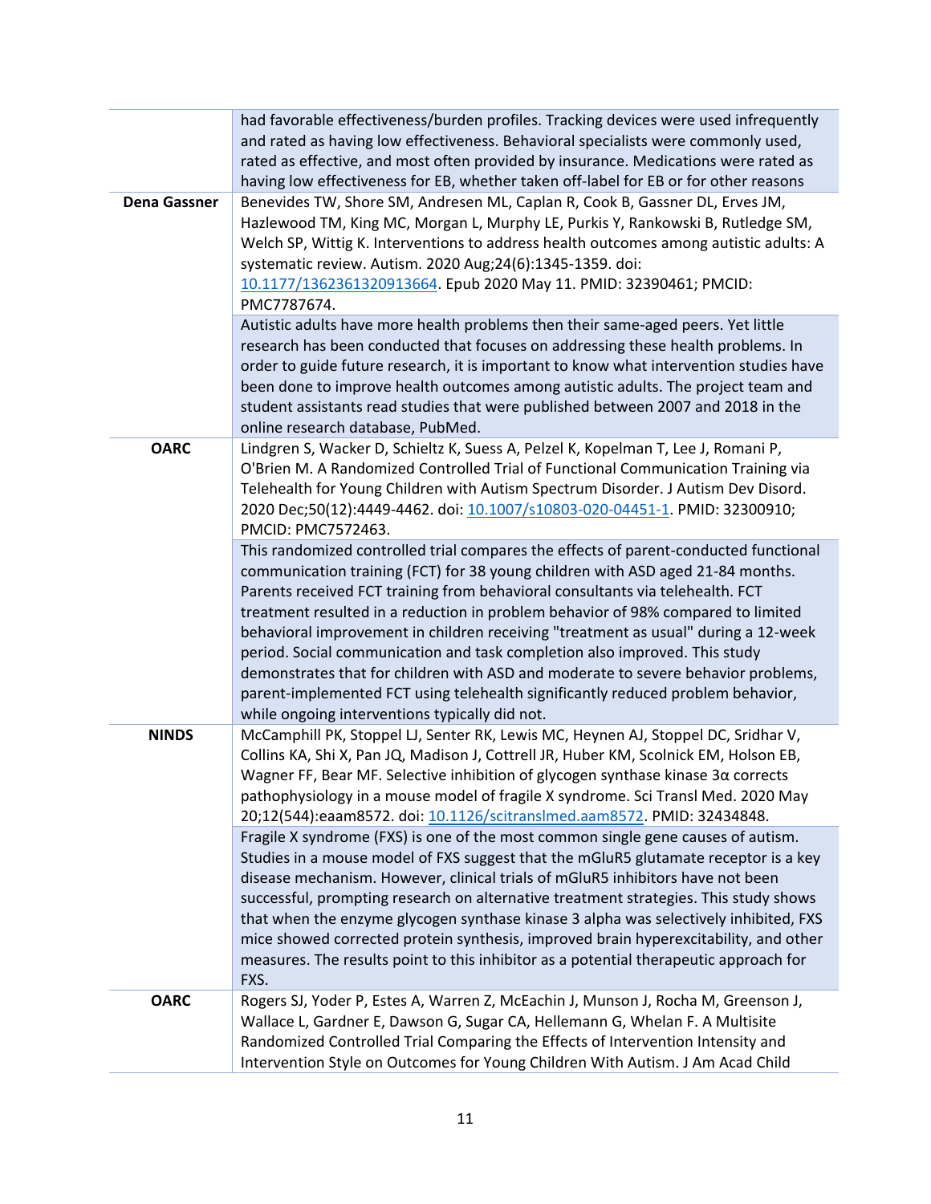| | |
|---|---|
| | had favorable effectiveness/burden profiles. Tracking devices were used infrequently and rated as having low effectiveness. Behavioral specialists were commonly used, rated as effective, and most often provided by insurance. Medications were rated as having low effectiveness for EB, whether taken off-label for EB or for other reasons |
| **Dena Gassner** | Benevides TW, Shore SM, Andresen ML, Caplan R, Cook B, Gassner DL, Erves JM, Hazlewood TM, King MC, Morgan L, Murphy LE, Purkis Y, Rankowski B, Rutledge SM, Welch SP, Wittig K. Interventions to address health outcomes among autistic adults: A systematic review. Autism. 2020 Aug;24(6):1345-1359. doi: 10.1177/1362361320913664. Epub 2020 May 11. PMID: 32390461; PMCID: PMC7787674. |
| | Autistic adults have more health problems then their same-aged peers. Yet little research has been conducted that focuses on addressing these health problems. In order to guide future research, it is important to know what intervention studies have been done to improve health outcomes among autistic adults. The project team and student assistants read studies that were published between 2007 and 2018 in the online research database, PubMed. |
| **OARC** | Lindgren S, Wacker D, Schieltz K, Suess A, Pelzel K, Kopelman T, Lee J, Romani P, O'Brien M. A Randomized Controlled Trial of Functional Communication Training via Telehealth for Young Children with Autism Spectrum Disorder. J Autism Dev Disord. 2020 Dec;50(12):4449-4462. doi: 10.1007/s10803-020-04451-1. PMID: 32300910; PMCID: PMC7572463. |
| | This randomized controlled trial compares the effects of parent-conducted functional communication training (FCT) for 38 young children with ASD aged 21-84 months. Parents received FCT training from behavioral consultants via telehealth. FCT treatment resulted in a reduction in problem behavior of 98% compared to limited behavioral improvement in children receiving "treatment as usual" during a 12-week period. Social communication and task completion also improved. This study demonstrates that for children with ASD and moderate to severe behavior problems, parent-implemented FCT using telehealth significantly reduced problem behavior, while ongoing interventions typically did not. |
| **NINDS** | McCamphill PK, Stoppel LJ, Senter RK, Lewis MC, Heynen AJ, Stoppel DC, Sridhar V, Collins KA, Shi X, Pan JQ, Madison J, Cottrell JR, Huber KM, Scolnick EM, Holson EB, Wagner FF, Bear MF. Selective inhibition of glycogen synthase kinase 3α corrects pathophysiology in a mouse model of fragile X syndrome. Sci Transl Med. 2020 May 20;12(544):eaam8572. doi: 10.1126/scitranslmed.aam8572. PMID: 32434848. |
| | Fragile X syndrome (FXS) is one of the most common single gene causes of autism. Studies in a mouse model of FXS suggest that the mGluR5 glutamate receptor is a key disease mechanism. However, clinical trials of mGluR5 inhibitors have not been successful, prompting research on alternative treatment strategies. This study shows that when the enzyme glycogen synthase kinase 3 alpha was selectively inhibited, FXS mice showed corrected protein synthesis, improved brain hyperexcitability, and other measures. The results point to this inhibitor as a potential therapeutic approach for FXS. |
| **OARC** | Rogers SJ, Yoder P, Estes A, Warren Z, McEachin J, Munson J, Rocha M, Greenson J, Wallace L, Gardner E, Dawson G, Sugar CA, Hellemann G, Whelan F. A Multisite Randomized Controlled Trial Comparing the Effects of Intervention Intensity and Intervention Style on Outcomes for Young Children With Autism. J Am Acad Child |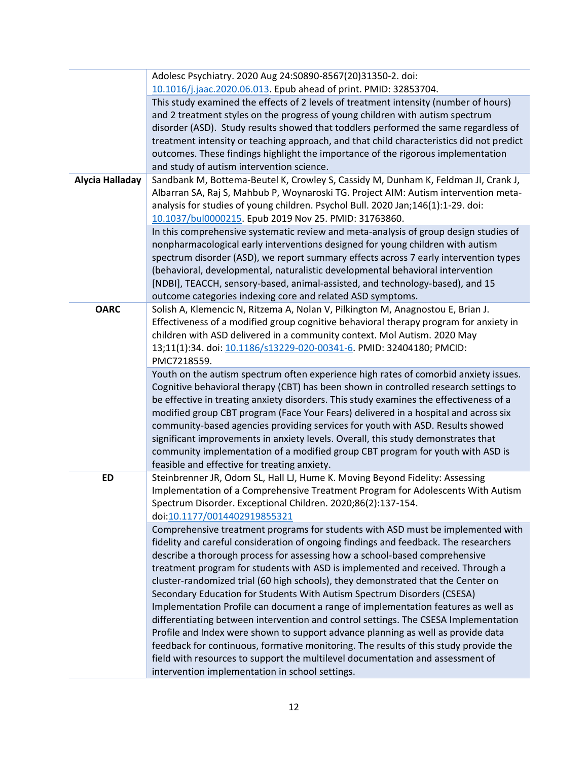| | |
|---|---|
| | Adolesc Psychiatry. 2020 Aug 24:S0890-8567(20)31350-2. doi: 10.1016/j.jaac.2020.06.013. Epub ahead of print. PMID: 32853704. |
| | This study examined the effects of 2 levels of treatment intensity (number of hours) and 2 treatment styles on the progress of young children with autism spectrum disorder (ASD). Study results showed that toddlers performed the same regardless of treatment intensity or teaching approach, and that child characteristics did not predict outcomes. These findings highlight the importance of the rigorous implementation and study of autism intervention science. |
| **Alycia Halladay** | Sandbank M, Bottema-Beutel K, Crowley S, Cassidy M, Dunham K, Feldman JI, Crank J, Albarran SA, Raj S, Mahbub P, Woynaroski TG. Project AIM: Autism intervention meta-analysis for studies of young children. Psychol Bull. 2020 Jan;146(1):1-29. doi: 10.1037/bul0000215. Epub 2019 Nov 25. PMID: 31763860. |
| | In this comprehensive systematic review and meta-analysis of group design studies of nonpharmacological early interventions designed for young children with autism spectrum disorder (ASD), we report summary effects across 7 early intervention types (behavioral, developmental, naturalistic developmental behavioral intervention [NDBI], TEACCH, sensory-based, animal-assisted, and technology-based), and 15 outcome categories indexing core and related ASD symptoms. |
| **OARC** | Solish A, Klemencic N, Ritzema A, Nolan V, Pilkington M, Anagnostou E, Brian J. Effectiveness of a modified group cognitive behavioral therapy program for anxiety in children with ASD delivered in a community context. Mol Autism. 2020 May 13;11(1):34. doi: 10.1186/s13229-020-00341-6. PMID: 32404180; PMCID: PMC7218559. |
| | Youth on the autism spectrum often experience high rates of comorbid anxiety issues. Cognitive behavioral therapy (CBT) has been shown in controlled research settings to be effective in treating anxiety disorders. This study examines the effectiveness of a modified group CBT program (Face Your Fears) delivered in a hospital and across six community-based agencies providing services for youth with ASD. Results showed significant improvements in anxiety levels. Overall, this study demonstrates that community implementation of a modified group CBT program for youth with ASD is feasible and effective for treating anxiety. |
| **ED** | Steinbrenner JR, Odom SL, Hall LJ, Hume K. Moving Beyond Fidelity: Assessing Implementation of a Comprehensive Treatment Program for Adolescents With Autism Spectrum Disorder. Exceptional Children. 2020;86(2):137-154. doi:10.1177/0014402919855321 |
| | Comprehensive treatment programs for students with ASD must be implemented with fidelity and careful consideration of ongoing findings and feedback. The researchers describe a thorough process for assessing how a school-based comprehensive treatment program for students with ASD is implemented and received. Through a cluster-randomized trial (60 high schools), they demonstrated that the Center on Secondary Education for Students With Autism Spectrum Disorders (CSESA) Implementation Profile can document a range of implementation features as well as differentiating between intervention and control settings. The CSESA Implementation Profile and Index were shown to support advance planning as well as provide data feedback for continuous, formative monitoring. The results of this study provide the field with resources to support the multilevel documentation and assessment of intervention implementation in school settings. |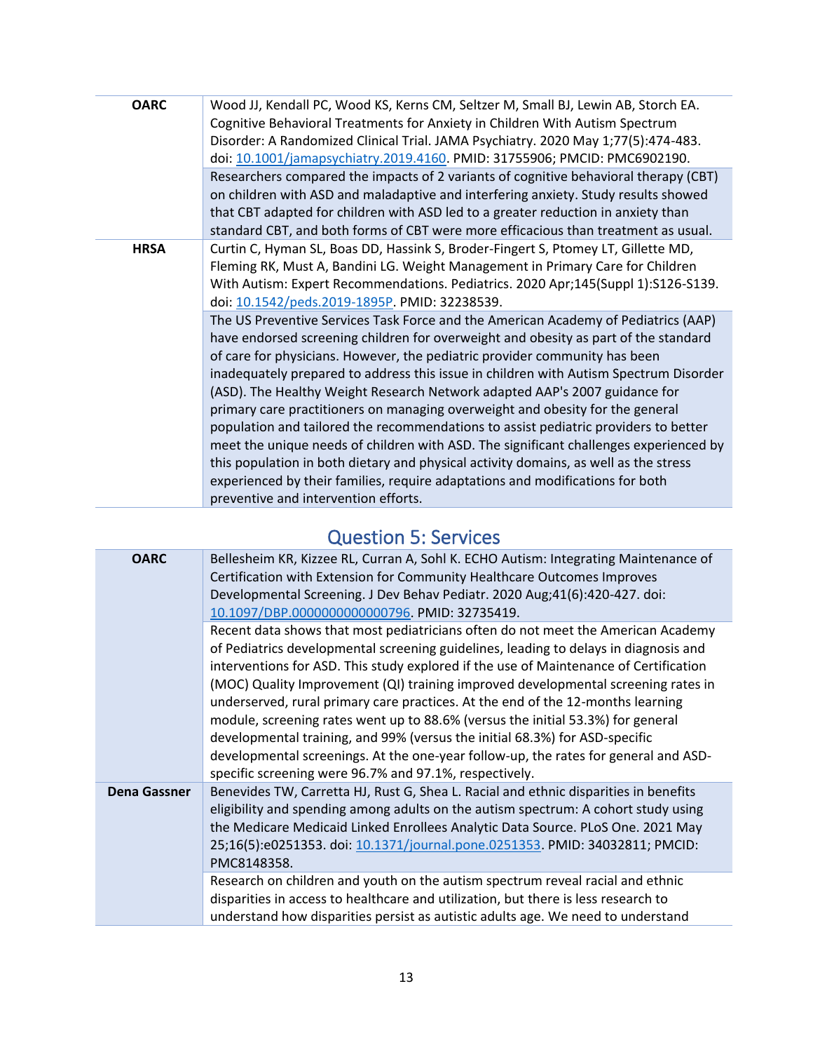| | |
|---|---|
| **OARC** | Wood JJ, Kendall PC, Wood KS, Kerns CM, Seltzer M, Small BJ, Lewin AB, Storch EA. Cognitive Behavioral Treatments for Anxiety in Children With Autism Spectrum Disorder: A Randomized Clinical Trial. JAMA Psychiatry. 2020 May 1;77(5):474-483. doi: 10.1001/jamapsychiatry.2019.4160. PMID: 31755906; PMCID: PMC6902190. |
| | Researchers compared the impacts of 2 variants of cognitive behavioral therapy (CBT) on children with ASD and maladaptive and interfering anxiety. Study results showed that CBT adapted for children with ASD led to a greater reduction in anxiety than standard CBT, and both forms of CBT were more efficacious than treatment as usual. |
| **HRSA** | Curtin C, Hyman SL, Boas DD, Hassink S, Broder-Fingert S, Ptomey LT, Gillette MD, Fleming RK, Must A, Bandini LG. Weight Management in Primary Care for Children With Autism: Expert Recommendations. Pediatrics. 2020 Apr;145(Suppl 1):S126-S139. doi: 10.1542/peds.2019-1895P. PMID: 32238539. |
| | The US Preventive Services Task Force and the American Academy of Pediatrics (AAP) have endorsed screening children for overweight and obesity as part of the standard of care for physicians. However, the pediatric provider community has been inadequately prepared to address this issue in children with Autism Spectrum Disorder (ASD). The Healthy Weight Research Network adapted AAP's 2007 guidance for primary care practitioners on managing overweight and obesity for the general population and tailored the recommendations to assist pediatric providers to better meet the unique needs of children with ASD. The significant challenges experienced by this population in both dietary and physical activity domains, as well as the stress experienced by their families, require adaptations and modifications for both preventive and intervention efforts. |

## Question 5: Services

| | |
|---|---|
| **OARC** | Bellesheim KR, Kizzee RL, Curran A, Sohl K. ECHO Autism: Integrating Maintenance of Certification with Extension for Community Healthcare Outcomes Improves Developmental Screening. J Dev Behav Pediatr. 2020 Aug;41(6):420-427. doi: 10.1097/DBP.0000000000000796. PMID: 32735419. |
| | Recent data shows that most pediatricians often do not meet the American Academy of Pediatrics developmental screening guidelines, leading to delays in diagnosis and interventions for ASD. This study explored if the use of Maintenance of Certification (MOC) Quality Improvement (QI) training improved developmental screening rates in underserved, rural primary care practices. At the end of the 12-months learning module, screening rates went up to 88.6% (versus the initial 53.3%) for general developmental training, and 99% (versus the initial 68.3%) for ASD-specific developmental screenings. At the one-year follow-up, the rates for general and ASD-specific screening were 96.7% and 97.1%, respectively. |
| **Dena Gassner** | Benevides TW, Carretta HJ, Rust G, Shea L. Racial and ethnic disparities in benefits eligibility and spending among adults on the autism spectrum: A cohort study using the Medicare Medicaid Linked Enrollees Analytic Data Source. PLoS One. 2021 May 25;16(5):e0251353. doi: 10.1371/journal.pone.0251353. PMID: 34032811; PMCID: PMC8148358. |
| | Research on children and youth on the autism spectrum reveal racial and ethnic disparities in access to healthcare and utilization, but there is less research to understand how disparities persist as autistic adults age. We need to understand |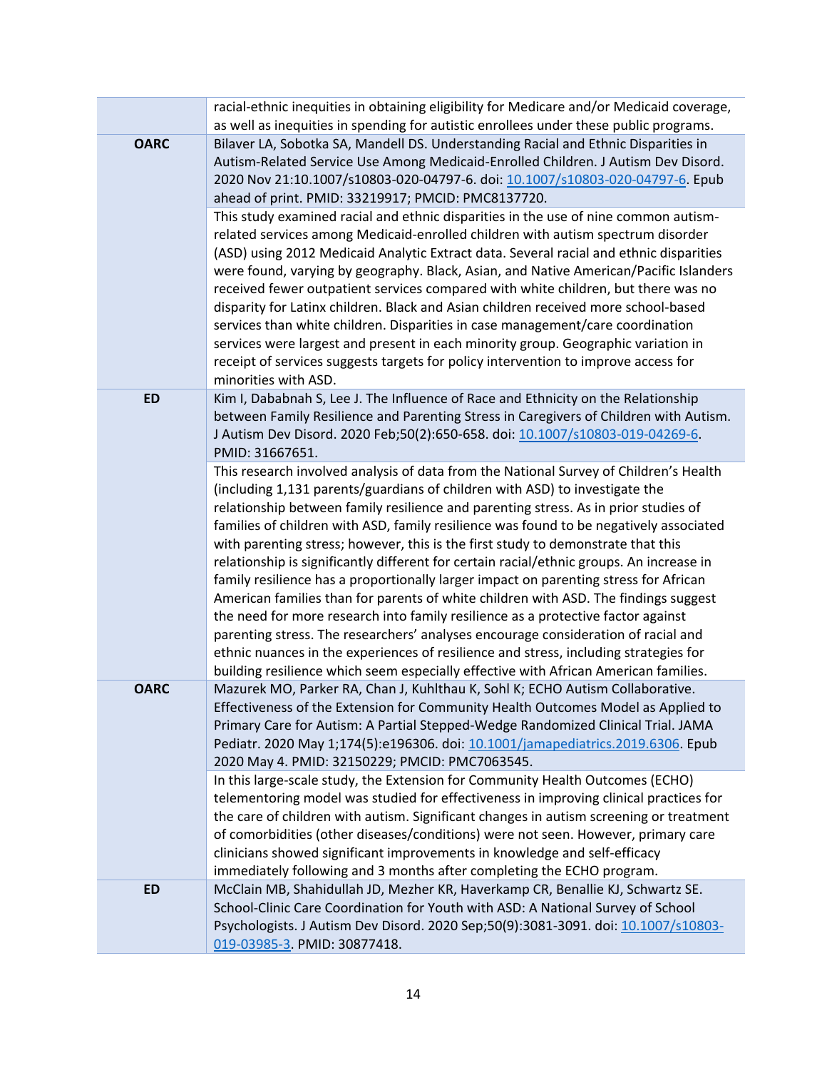| | |
|---|---|
| | racial-ethnic inequities in obtaining eligibility for Medicare and/or Medicaid coverage, as well as inequities in spending for autistic enrollees under these public programs. |
| **OARC** | Bilaver LA, Sobotka SA, Mandell DS. Understanding Racial and Ethnic Disparities in Autism-Related Service Use Among Medicaid-Enrolled Children. J Autism Dev Disord. 2020 Nov 21:10.1007/s10803-020-04797-6. doi: 10.1007/s10803-020-04797-6. Epub ahead of print. PMID: 33219917; PMCID: PMC8137720. |
| | This study examined racial and ethnic disparities in the use of nine common autism-related services among Medicaid-enrolled children with autism spectrum disorder (ASD) using 2012 Medicaid Analytic Extract data. Several racial and ethnic disparities were found, varying by geography. Black, Asian, and Native American/Pacific Islanders received fewer outpatient services compared with white children, but there was no disparity for Latinx children. Black and Asian children received more school-based services than white children. Disparities in case management/care coordination services were largest and present in each minority group. Geographic variation in receipt of services suggests targets for policy intervention to improve access for minorities with ASD. |
| **ED** | Kim I, Dababnah S, Lee J. The Influence of Race and Ethnicity on the Relationship between Family Resilience and Parenting Stress in Caregivers of Children with Autism. J Autism Dev Disord. 2020 Feb;50(2):650-658. doi: 10.1007/s10803-019-04269-6. PMID: 31667651. |
| | This research involved analysis of data from the National Survey of Children's Health (including 1,131 parents/guardians of children with ASD) to investigate the relationship between family resilience and parenting stress. As in prior studies of families of children with ASD, family resilience was found to be negatively associated with parenting stress; however, this is the first study to demonstrate that this relationship is significantly different for certain racial/ethnic groups. An increase in family resilience has a proportionally larger impact on parenting stress for African American families than for parents of white children with ASD. The findings suggest the need for more research into family resilience as a protective factor against parenting stress. The researchers' analyses encourage consideration of racial and ethnic nuances in the experiences of resilience and stress, including strategies for building resilience which seem especially effective with African American families. |
| **OARC** | Mazurek MO, Parker RA, Chan J, Kuhlthau K, Sohl K; ECHO Autism Collaborative. Effectiveness of the Extension for Community Health Outcomes Model as Applied to Primary Care for Autism: A Partial Stepped-Wedge Randomized Clinical Trial. JAMA Pediatr. 2020 May 1;174(5):e196306. doi: 10.1001/jamapediatrics.2019.6306. Epub 2020 May 4. PMID: 32150229; PMCID: PMC7063545. |
| | In this large-scale study, the Extension for Community Health Outcomes (ECHO) telementoring model was studied for effectiveness in improving clinical practices for the care of children with autism. Significant changes in autism screening or treatment of comorbidities (other diseases/conditions) were not seen. However, primary care clinicians showed significant improvements in knowledge and self-efficacy immediately following and 3 months after completing the ECHO program. |
| **ED** | McClain MB, Shahidullah JD, Mezher KR, Haverkamp CR, Benallie KJ, Schwartz SE. School-Clinic Care Coordination for Youth with ASD: A National Survey of School Psychologists. J Autism Dev Disord. 2020 Sep;50(9):3081-3091. doi: 10.1007/s10803-019-03985-3. PMID: 30877418. |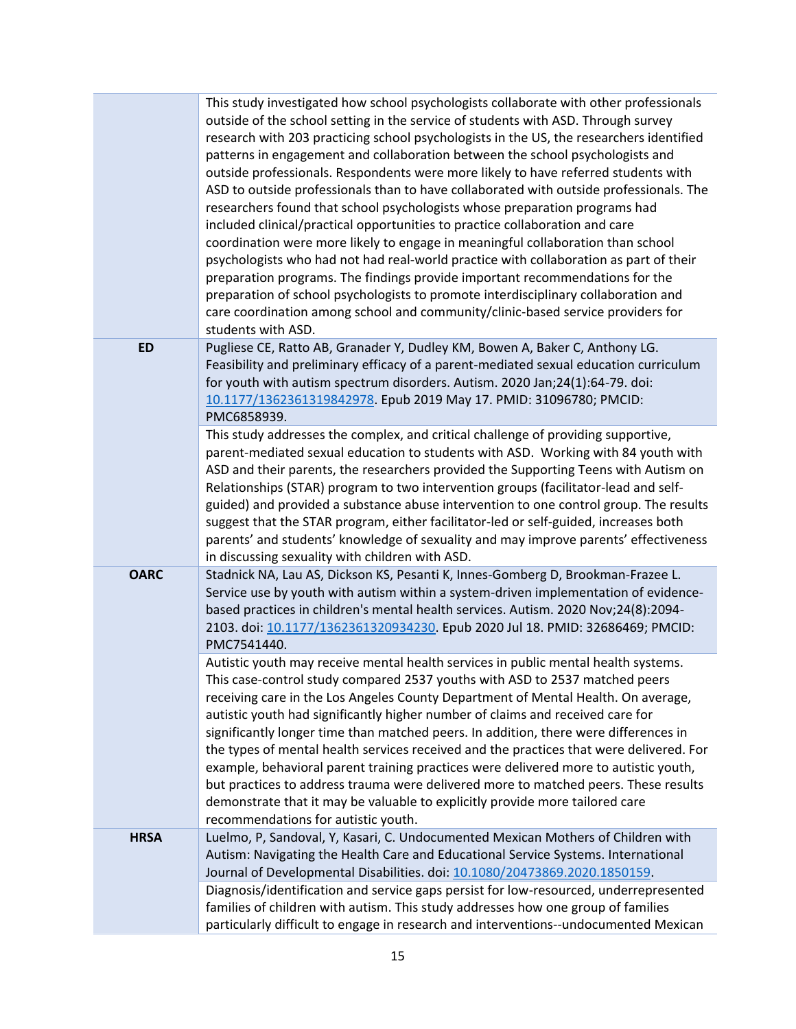| | |
|---|---|
| | This study investigated how school psychologists collaborate with other professionals outside of the school setting in the service of students with ASD. Through survey research with 203 practicing school psychologists in the US, the researchers identified patterns in engagement and collaboration between the school psychologists and outside professionals. Respondents were more likely to have referred students with ASD to outside professionals than to have collaborated with outside professionals. The researchers found that school psychologists whose preparation programs had included clinical/practical opportunities to practice collaboration and care coordination were more likely to engage in meaningful collaboration than school psychologists who had not had real-world practice with collaboration as part of their preparation programs. The findings provide important recommendations for the preparation of school psychologists to promote interdisciplinary collaboration and care coordination among school and community/clinic-based service providers for students with ASD. |
| **ED** | Pugliese CE, Ratto AB, Granader Y, Dudley KM, Bowen A, Baker C, Anthony LG. Feasibility and preliminary efficacy of a parent-mediated sexual education curriculum for youth with autism spectrum disorders. Autism. 2020 Jan;24(1):64-79. doi: 10.1177/1362361319842978. Epub 2019 May 17. PMID: 31096780; PMCID: PMC6858939. |
| | This study addresses the complex, and critical challenge of providing supportive, parent-mediated sexual education to students with ASD. Working with 84 youth with ASD and their parents, the researchers provided the Supporting Teens with Autism on Relationships (STAR) program to two intervention groups (facilitator-lead and self-guided) and provided a substance abuse intervention to one control group. The results suggest that the STAR program, either facilitator-led or self-guided, increases both parents' and students' knowledge of sexuality and may improve parents' effectiveness in discussing sexuality with children with ASD. |
| **OARC** | Stadnick NA, Lau AS, Dickson KS, Pesanti K, Innes-Gomberg D, Brookman-Frazee L. Service use by youth with autism within a system-driven implementation of evidence-based practices in children's mental health services. Autism. 2020 Nov;24(8):2094-2103. doi: 10.1177/1362361320934230. Epub 2020 Jul 18. PMID: 32686469; PMCID: PMC7541440. |
| | Autistic youth may receive mental health services in public mental health systems. This case-control study compared 2537 youths with ASD to 2537 matched peers receiving care in the Los Angeles County Department of Mental Health. On average, autistic youth had significantly higher number of claims and received care for significantly longer time than matched peers. In addition, there were differences in the types of mental health services received and the practices that were delivered. For example, behavioral parent training practices were delivered more to autistic youth, but practices to address trauma were delivered more to matched peers. These results demonstrate that it may be valuable to explicitly provide more tailored care recommendations for autistic youth. |
| **HRSA** | Luelmo, P, Sandoval, Y, Kasari, C. Undocumented Mexican Mothers of Children with Autism: Navigating the Health Care and Educational Service Systems. International Journal of Developmental Disabilities. doi: 10.1080/20473869.2020.1850159. |
| | Diagnosis/identification and service gaps persist for low-resourced, underrepresented families of children with autism. This study addresses how one group of families particularly difficult to engage in research and interventions--undocumented Mexican |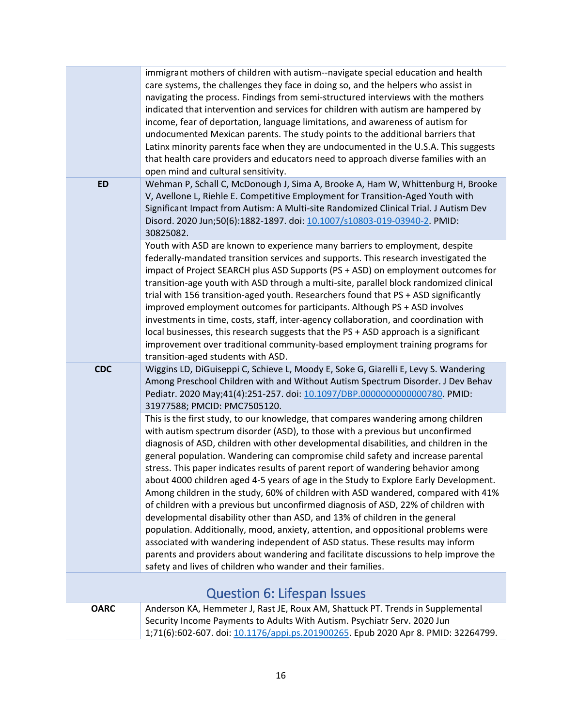| | |
|---|---|
| | immigrant mothers of children with autism--navigate special education and health care systems, the challenges they face in doing so, and the helpers who assist in navigating the process. Findings from semi-structured interviews with the mothers indicated that intervention and services for children with autism are hampered by income, fear of deportation, language limitations, and awareness of autism for undocumented Mexican parents. The study points to the additional barriers that Latinx minority parents face when they are undocumented in the U.S.A. This suggests that health care providers and educators need to approach diverse families with an open mind and cultural sensitivity. |
| **ED** | Wehman P, Schall C, McDonough J, Sima A, Brooke A, Ham W, Whittenburg H, Brooke V, Avellone L, Riehle E. Competitive Employment for Transition-Aged Youth with Significant Impact from Autism: A Multi-site Randomized Clinical Trial. J Autism Dev Disord. 2020 Jun;50(6):1882-1897. doi: [10.1007/s10803-019-03940-2](https://doi.org/10.1007/s10803-019-03940-2). PMID: 30825082. |
| | Youth with ASD are known to experience many barriers to employment, despite federally-mandated transition services and supports. This research investigated the impact of Project SEARCH plus ASD Supports (PS + ASD) on employment outcomes for transition-age youth with ASD through a multi-site, parallel block randomized clinical trial with 156 transition-aged youth. Researchers found that PS + ASD significantly improved employment outcomes for participants. Although PS + ASD involves investments in time, costs, staff, inter-agency collaboration, and coordination with local businesses, this research suggests that the PS + ASD approach is a significant improvement over traditional community-based employment training programs for transition-aged students with ASD. |
| **CDC** | Wiggins LD, DiGuiseppi C, Schieve L, Moody E, Soke G, Giarelli E, Levy S. Wandering Among Preschool Children with and Without Autism Spectrum Disorder. J Dev Behav Pediatr. 2020 May;41(4):251-257. doi: [10.1097/DBP.0000000000000780](https://doi.org/10.1097/DBP.0000000000000780). PMID: 31977588; PMCID: PMC7505120. |
| | This is the first study, to our knowledge, that compares wandering among children with autism spectrum disorder (ASD), to those with a previous but unconfirmed diagnosis of ASD, children with other developmental disabilities, and children in the general population. Wandering can compromise child safety and increase parental stress. This paper indicates results of parent report of wandering behavior among about 4000 children aged 4-5 years of age in the Study to Explore Early Development. Among children in the study, 60% of children with ASD wandered, compared with 41% of children with a previous but unconfirmed diagnosis of ASD, 22% of children with developmental disability other than ASD, and 13% of children in the general population. Additionally, mood, anxiety, attention, and oppositional problems were associated with wandering independent of ASD status. These results may inform parents and providers about wandering and facilitate discussions to help improve the safety and lives of children who wander and their families. |

## Question 6: Lifespan Issues

| | |
|---|---|
| **OARC** | Anderson KA, Hemmeter J, Rast JE, Roux AM, Shattuck PT. Trends in Supplemental Security Income Payments to Adults With Autism. Psychiatr Serv. 2020 Jun 1;71(6):602-607. doi: [10.1176/appi.ps.201900265](https://doi.org/10.1176/appi.ps.201900265). Epub 2020 Apr 8. PMID: 32264799. |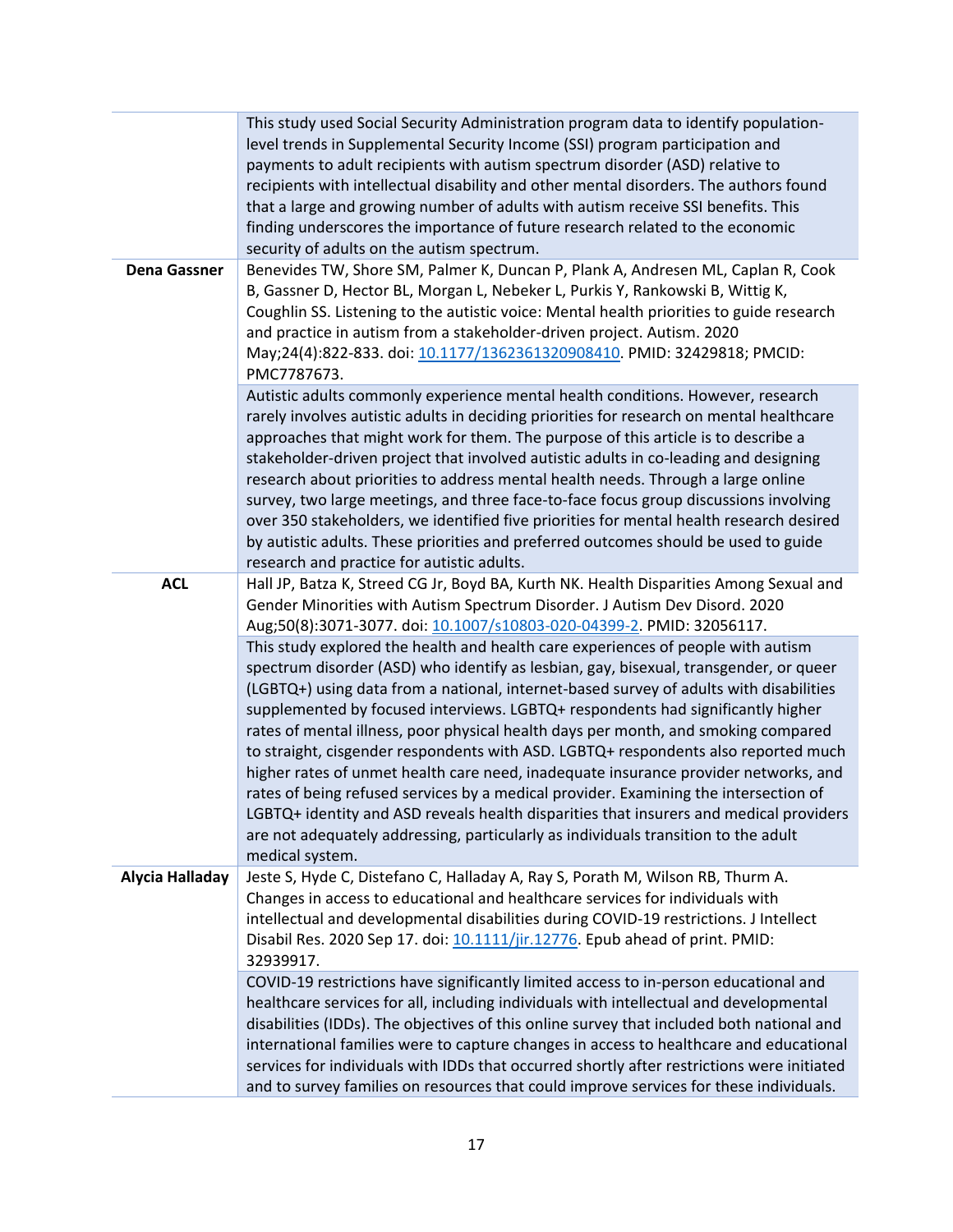| | |
|---|---|
| | This study used Social Security Administration program data to identify population-level trends in Supplemental Security Income (SSI) program participation and payments to adult recipients with autism spectrum disorder (ASD) relative to recipients with intellectual disability and other mental disorders. The authors found that a large and growing number of adults with autism receive SSI benefits. This finding underscores the importance of future research related to the economic security of adults on the autism spectrum. |
| **Dena Gassner** | Benevides TW, Shore SM, Palmer K, Duncan P, Plank A, Andresen ML, Caplan R, Cook B, Gassner D, Hector BL, Morgan L, Nebeker L, Purkis Y, Rankowski B, Wittig K, Coughlin SS. Listening to the autistic voice: Mental health priorities to guide research and practice in autism from a stakeholder-driven project. Autism. 2020 May;24(4):822-833. doi: [10.1177/1362361320908410](https://doi.org/10.1177/1362361320908410). PMID: 32429818; PMCID: PMC7787673. |
| | Autistic adults commonly experience mental health conditions. However, research rarely involves autistic adults in deciding priorities for research on mental healthcare approaches that might work for them. The purpose of this article is to describe a stakeholder-driven project that involved autistic adults in co-leading and designing research about priorities to address mental health needs. Through a large online survey, two large meetings, and three face-to-face focus group discussions involving over 350 stakeholders, we identified five priorities for mental health research desired by autistic adults. These priorities and preferred outcomes should be used to guide research and practice for autistic adults. |
| **ACL** | Hall JP, Batza K, Streed CG Jr, Boyd BA, Kurth NK. Health Disparities Among Sexual and Gender Minorities with Autism Spectrum Disorder. J Autism Dev Disord. 2020 Aug;50(8):3071-3077. doi: [10.1007/s10803-020-04399-2](https://doi.org/10.1007/s10803-020-04399-2). PMID: 32056117. |
| | This study explored the health and health care experiences of people with autism spectrum disorder (ASD) who identify as lesbian, gay, bisexual, transgender, or queer (LGBTQ+) using data from a national, internet-based survey of adults with disabilities supplemented by focused interviews. LGBTQ+ respondents had significantly higher rates of mental illness, poor physical health days per month, and smoking compared to straight, cisgender respondents with ASD. LGBTQ+ respondents also reported much higher rates of unmet health care need, inadequate insurance provider networks, and rates of being refused services by a medical provider. Examining the intersection of LGBTQ+ identity and ASD reveals health disparities that insurers and medical providers are not adequately addressing, particularly as individuals transition to the adult medical system. |
| **Alycia Halladay** | Jeste S, Hyde C, Distefano C, Halladay A, Ray S, Porath M, Wilson RB, Thurm A. Changes in access to educational and healthcare services for individuals with intellectual and developmental disabilities during COVID-19 restrictions. J Intellect Disabil Res. 2020 Sep 17. doi: [10.1111/jir.12776](https://doi.org/10.1111/jir.12776). Epub ahead of print. PMID: 32939917. |
| | COVID-19 restrictions have significantly limited access to in-person educational and healthcare services for all, including individuals with intellectual and developmental disabilities (IDDs). The objectives of this online survey that included both national and international families were to capture changes in access to healthcare and educational services for individuals with IDDs that occurred shortly after restrictions were initiated and to survey families on resources that could improve services for these individuals. |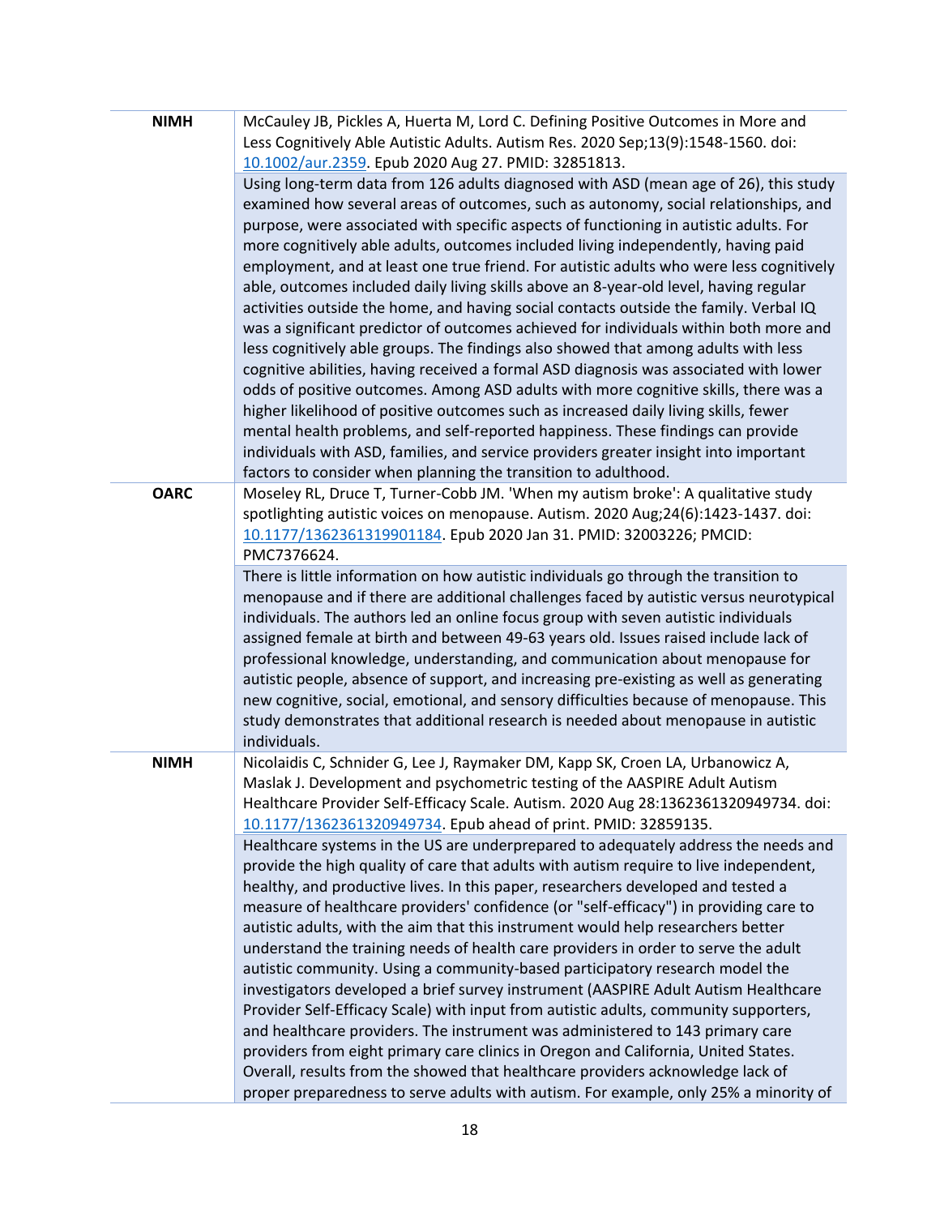| | |
|---|---|
| **NIMH** | McCauley JB, Pickles A, Huerta M, Lord C. Defining Positive Outcomes in More and Less Cognitively Able Autistic Adults. Autism Res. 2020 Sep;13(9):1548-1560. doi: 10.1002/aur.2359. Epub 2020 Aug 27. PMID: 32851813. |
| | Using long-term data from 126 adults diagnosed with ASD (mean age of 26), this study examined how several areas of outcomes, such as autonomy, social relationships, and purpose, were associated with specific aspects of functioning in autistic adults. For more cognitively able adults, outcomes included living independently, having paid employment, and at least one true friend. For autistic adults who were less cognitively able, outcomes included daily living skills above an 8-year-old level, having regular activities outside the home, and having social contacts outside the family. Verbal IQ was a significant predictor of outcomes achieved for individuals within both more and less cognitively able groups. The findings also showed that among adults with less cognitive abilities, having received a formal ASD diagnosis was associated with lower odds of positive outcomes. Among ASD adults with more cognitive skills, there was a higher likelihood of positive outcomes such as increased daily living skills, fewer mental health problems, and self-reported happiness. These findings can provide individuals with ASD, families, and service providers greater insight into important factors to consider when planning the transition to adulthood. |
| **OARC** | Moseley RL, Druce T, Turner-Cobb JM. 'When my autism broke': A qualitative study spotlighting autistic voices on menopause. Autism. 2020 Aug;24(6):1423-1437. doi: 10.1177/1362361319901184. Epub 2020 Jan 31. PMID: 32003226; PMCID: PMC7376624. |
| | There is little information on how autistic individuals go through the transition to menopause and if there are additional challenges faced by autistic versus neurotypical individuals. The authors led an online focus group with seven autistic individuals assigned female at birth and between 49-63 years old. Issues raised include lack of professional knowledge, understanding, and communication about menopause for autistic people, absence of support, and increasing pre-existing as well as generating new cognitive, social, emotional, and sensory difficulties because of menopause. This study demonstrates that additional research is needed about menopause in autistic individuals. |
| **NIMH** | Nicolaidis C, Schnider G, Lee J, Raymaker DM, Kapp SK, Croen LA, Urbanowicz A, Maslak J. Development and psychometric testing of the AASPIRE Adult Autism Healthcare Provider Self-Efficacy Scale. Autism. 2020 Aug 28:1362361320949734. doi: 10.1177/1362361320949734. Epub ahead of print. PMID: 32859135. |
| | Healthcare systems in the US are underprepared to adequately address the needs and provide the high quality of care that adults with autism require to live independent, healthy, and productive lives. In this paper, researchers developed and tested a measure of healthcare providers' confidence (or "self-efficacy") in providing care to autistic adults, with the aim that this instrument would help researchers better understand the training needs of health care providers in order to serve the adult autistic community. Using a community-based participatory research model the investigators developed a brief survey instrument (AASPIRE Adult Autism Healthcare Provider Self-Efficacy Scale) with input from autistic adults, community supporters, and healthcare providers. The instrument was administered to 143 primary care providers from eight primary care clinics in Oregon and California, United States. Overall, results from the showed that healthcare providers acknowledge lack of proper preparedness to serve adults with autism. For example, only 25% a minority of |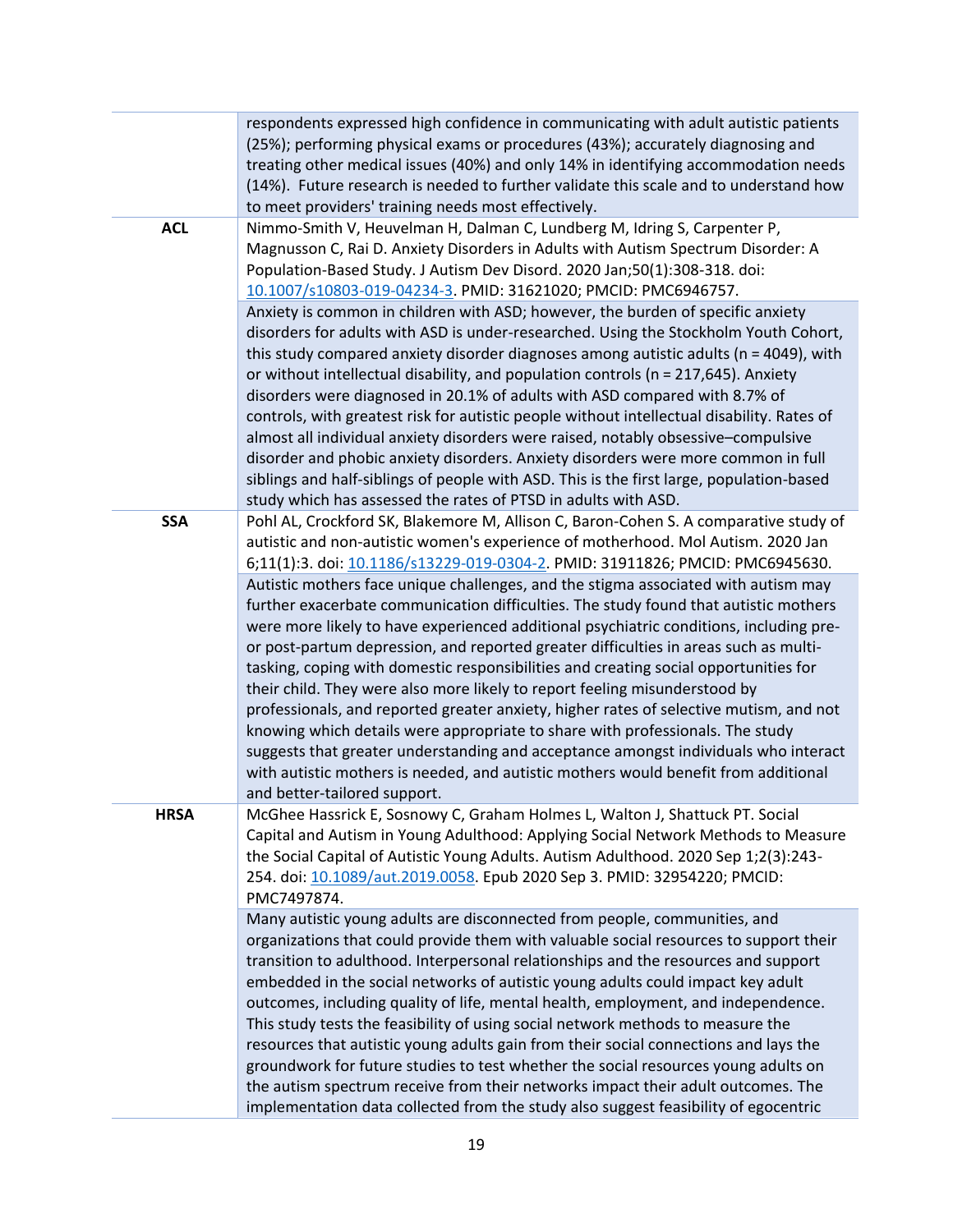| | |
|---|---|
| | respondents expressed high confidence in communicating with adult autistic patients (25%); performing physical exams or procedures (43%); accurately diagnosing and treating other medical issues (40%) and only 14% in identifying accommodation needs (14%). Future research is needed to further validate this scale and to understand how to meet providers' training needs most effectively. |
| **ACL** | Nimmo-Smith V, Heuvelman H, Dalman C, Lundberg M, Idring S, Carpenter P, Magnusson C, Rai D. Anxiety Disorders in Adults with Autism Spectrum Disorder: A Population-Based Study. J Autism Dev Disord. 2020 Jan;50(1):308-318. doi: [10.1007/s10803-019-04234-3](https://doi.org/10.1007/s10803-019-04234-3). PMID: 31621020; PMCID: PMC6946757. |
| | Anxiety is common in children with ASD; however, the burden of specific anxiety disorders for adults with ASD is under-researched. Using the Stockholm Youth Cohort, this study compared anxiety disorder diagnoses among autistic adults (n = 4049), with or without intellectual disability, and population controls (n = 217,645). Anxiety disorders were diagnosed in 20.1% of adults with ASD compared with 8.7% of controls, with greatest risk for autistic people without intellectual disability. Rates of almost all individual anxiety disorders were raised, notably obsessive–compulsive disorder and phobic anxiety disorders. Anxiety disorders were more common in full siblings and half-siblings of people with ASD. This is the first large, population-based study which has assessed the rates of PTSD in adults with ASD. |
| **SSA** | Pohl AL, Crockford SK, Blakemore M, Allison C, Baron-Cohen S. A comparative study of autistic and non-autistic women's experience of motherhood. Mol Autism. 2020 Jan 6;11(1):3. doi: [10.1186/s13229-019-0304-2](https://doi.org/10.1186/s13229-019-0304-2). PMID: 31911826; PMCID: PMC6945630. |
| | Autistic mothers face unique challenges, and the stigma associated with autism may further exacerbate communication difficulties. The study found that autistic mothers were more likely to have experienced additional psychiatric conditions, including pre- or post-partum depression, and reported greater difficulties in areas such as multi-tasking, coping with domestic responsibilities and creating social opportunities for their child. They were also more likely to report feeling misunderstood by professionals, and reported greater anxiety, higher rates of selective mutism, and not knowing which details were appropriate to share with professionals. The study suggests that greater understanding and acceptance amongst individuals who interact with autistic mothers is needed, and autistic mothers would benefit from additional and better-tailored support. |
| **HRSA** | McGhee Hassrick E, Sosnowy C, Graham Holmes L, Walton J, Shattuck PT. Social Capital and Autism in Young Adulthood: Applying Social Network Methods to Measure the Social Capital of Autistic Young Adults. Autism Adulthood. 2020 Sep 1;2(3):243-254. doi: [10.1089/aut.2019.0058](https://doi.org/10.1089/aut.2019.0058). Epub 2020 Sep 3. PMID: 32954220; PMCID: PMC7497874. |
| | Many autistic young adults are disconnected from people, communities, and organizations that could provide them with valuable social resources to support their transition to adulthood. Interpersonal relationships and the resources and support embedded in the social networks of autistic young adults could impact key adult outcomes, including quality of life, mental health, employment, and independence. This study tests the feasibility of using social network methods to measure the resources that autistic young adults gain from their social connections and lays the groundwork for future studies to test whether the social resources young adults on the autism spectrum receive from their networks impact their adult outcomes. The implementation data collected from the study also suggest feasibility of egocentric |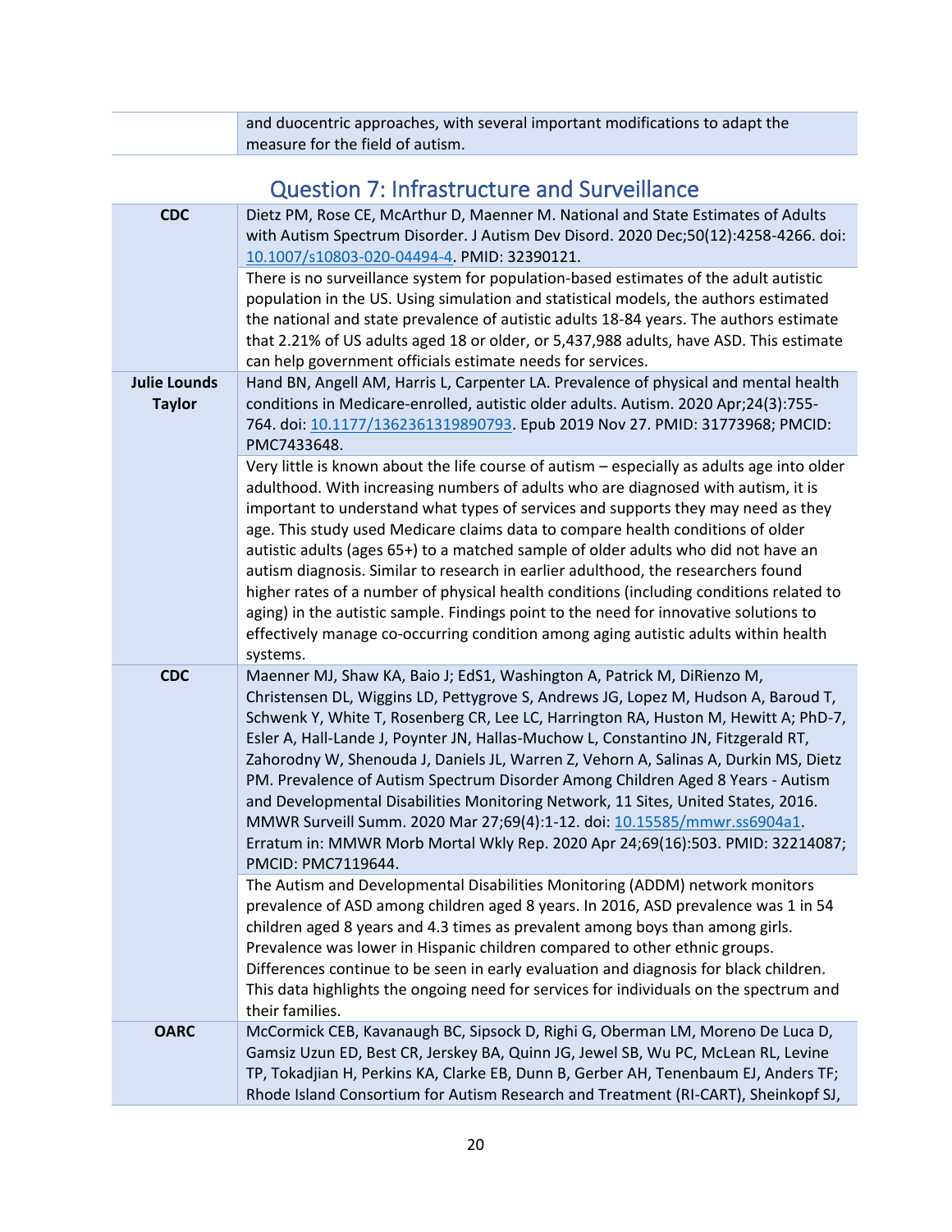| | and duocentric approaches, with several important modifications to adapt the measure for the field of autism. |
|---|---|

## Question 7: Infrastructure and Surveillance

| | |
|---|---|
| **CDC** | Dietz PM, Rose CE, McArthur D, Maenner M. National and State Estimates of Adults with Autism Spectrum Disorder. J Autism Dev Disord. 2020 Dec;50(12):4258-4266. doi: 10.1007/s10803-020-04494-4. PMID: 32390121. |
| | There is no surveillance system for population-based estimates of the adult autistic population in the US. Using simulation and statistical models, the authors estimated the national and state prevalence of autistic adults 18-84 years. The authors estimate that 2.21% of US adults aged 18 or older, or 5,437,988 adults, have ASD. This estimate can help government officials estimate needs for services. |
| **Julie Lounds Taylor** | Hand BN, Angell AM, Harris L, Carpenter LA. Prevalence of physical and mental health conditions in Medicare-enrolled, autistic older adults. Autism. 2020 Apr;24(3):755-764. doi: 10.1177/1362361319890793. Epub 2019 Nov 27. PMID: 31773968; PMCID: PMC7433648. |
| | Very little is known about the life course of autism – especially as adults age into older adulthood. With increasing numbers of adults who are diagnosed with autism, it is important to understand what types of services and supports they may need as they age. This study used Medicare claims data to compare health conditions of older autistic adults (ages 65+) to a matched sample of older adults who did not have an autism diagnosis. Similar to research in earlier adulthood, the researchers found higher rates of a number of physical health conditions (including conditions related to aging) in the autistic sample. Findings point to the need for innovative solutions to effectively manage co-occurring condition among aging autistic adults within health systems. |
| **CDC** | Maenner MJ, Shaw KA, Baio J; EdS1, Washington A, Patrick M, DiRienzo M, Christensen DL, Wiggins LD, Pettygrove S, Andrews JG, Lopez M, Hudson A, Baroud T, Schwenk Y, White T, Rosenberg CR, Lee LC, Harrington RA, Huston M, Hewitt A; PhD-7, Esler A, Hall-Lande J, Poynter JN, Hallas-Muchow L, Constantino JN, Fitzgerald RT, Zahorodny W, Shenouda J, Daniels JL, Warren Z, Vehorn A, Salinas A, Durkin MS, Dietz PM. Prevalence of Autism Spectrum Disorder Among Children Aged 8 Years - Autism and Developmental Disabilities Monitoring Network, 11 Sites, United States, 2016. MMWR Surveill Summ. 2020 Mar 27;69(4):1-12. doi: 10.15585/mmwr.ss6904a1. Erratum in: MMWR Morb Mortal Wkly Rep. 2020 Apr 24;69(16):503. PMID: 32214087; PMCID: PMC7119644. |
| | The Autism and Developmental Disabilities Monitoring (ADDM) network monitors prevalence of ASD among children aged 8 years. In 2016, ASD prevalence was 1 in 54 children aged 8 years and 4.3 times as prevalent among boys than among girls. Prevalence was lower in Hispanic children compared to other ethnic groups. Differences continue to be seen in early evaluation and diagnosis for black children. This data highlights the ongoing need for services for individuals on the spectrum and their families. |
| **OARC** | McCormick CEB, Kavanaugh BC, Sipsock D, Righi G, Oberman LM, Moreno De Luca D, Gamsiz Uzun ED, Best CR, Jerskey BA, Quinn JG, Jewel SB, Wu PC, McLean RL, Levine TP, Tokadjian H, Perkins KA, Clarke EB, Dunn B, Gerber AH, Tenenbaum EJ, Anders TF; Rhode Island Consortium for Autism Research and Treatment (RI-CART), Sheinkopf SJ, |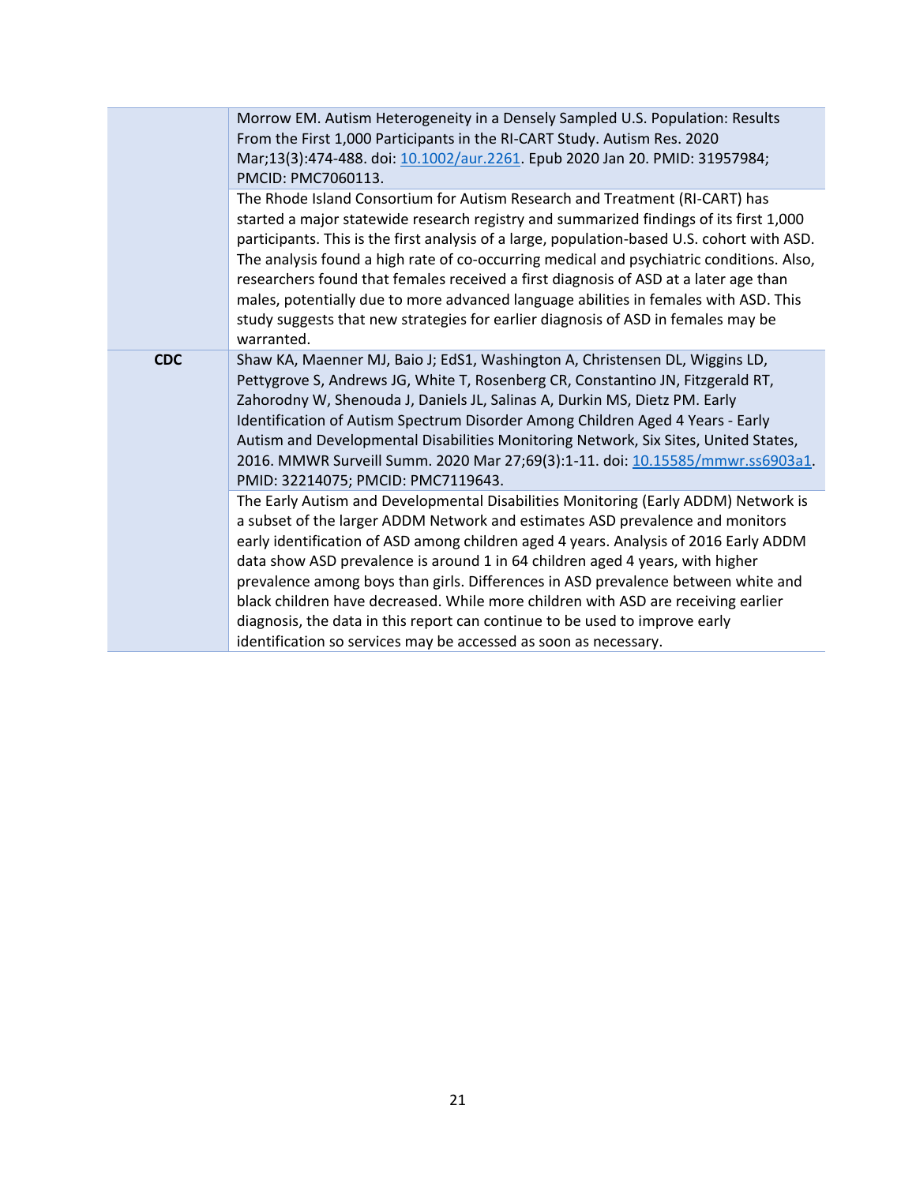| | |
|---|---|
| | Morrow EM. Autism Heterogeneity in a Densely Sampled U.S. Population: Results From the First 1,000 Participants in the RI-CART Study. Autism Res. 2020 Mar;13(3):474-488. doi: 10.1002/aur.2261. Epub 2020 Jan 20. PMID: 31957984; PMCID: PMC7060113. |
| | The Rhode Island Consortium for Autism Research and Treatment (RI-CART) has started a major statewide research registry and summarized findings of its first 1,000 participants. This is the first analysis of a large, population-based U.S. cohort with ASD. The analysis found a high rate of co-occurring medical and psychiatric conditions. Also, researchers found that females received a first diagnosis of ASD at a later age than males, potentially due to more advanced language abilities in females with ASD. This study suggests that new strategies for earlier diagnosis of ASD in females may be warranted. |
| **CDC** | Shaw KA, Maenner MJ, Baio J; EdS1, Washington A, Christensen DL, Wiggins LD, Pettygrove S, Andrews JG, White T, Rosenberg CR, Constantino JN, Fitzgerald RT, Zahorodny W, Shenouda J, Daniels JL, Salinas A, Durkin MS, Dietz PM. Early Identification of Autism Spectrum Disorder Among Children Aged 4 Years - Early Autism and Developmental Disabilities Monitoring Network, Six Sites, United States, 2016. MMWR Surveill Summ. 2020 Mar 27;69(3):1-11. doi: 10.15585/mmwr.ss6903a1. PMID: 32214075; PMCID: PMC7119643. |
| | The Early Autism and Developmental Disabilities Monitoring (Early ADDM) Network is a subset of the larger ADDM Network and estimates ASD prevalence and monitors early identification of ASD among children aged 4 years. Analysis of 2016 Early ADDM data show ASD prevalence is around 1 in 64 children aged 4 years, with higher prevalence among boys than girls. Differences in ASD prevalence between white and black children have decreased. While more children with ASD are receiving earlier diagnosis, the data in this report can continue to be used to improve early identification so services may be accessed as soon as necessary. |